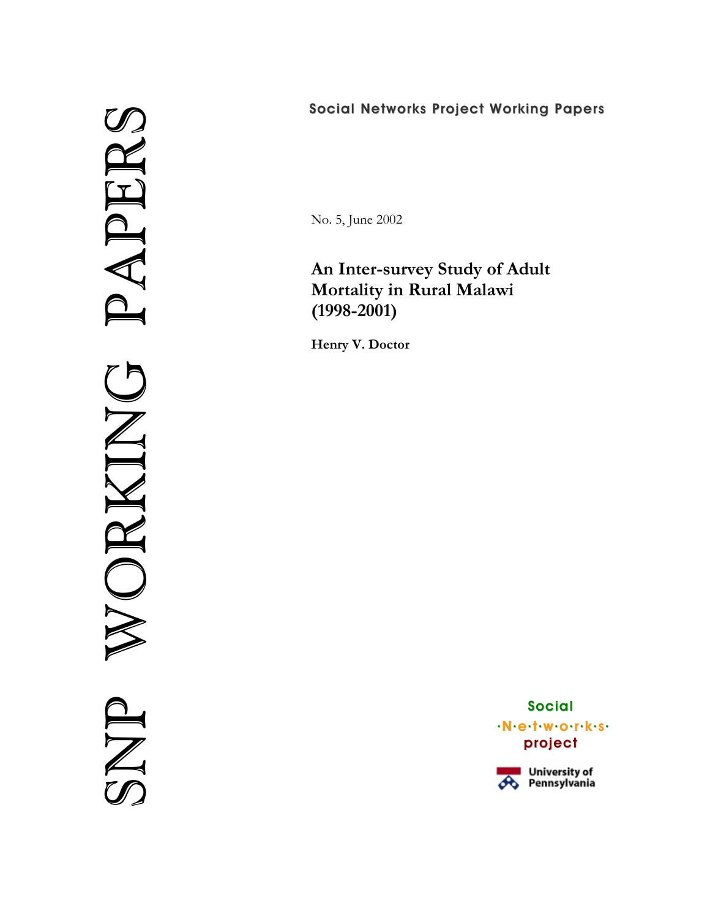SNP WORKING PAPERS

**Social Networks Project Working Papers**

No. 5, June 2002

# An Inter-survey Study of Adult Mortality in Rural Malawi (1998-2001)

**Henry V. Doctor**

Social ·N·e·t·w·o·r·k·s· project

University of Pennsylvania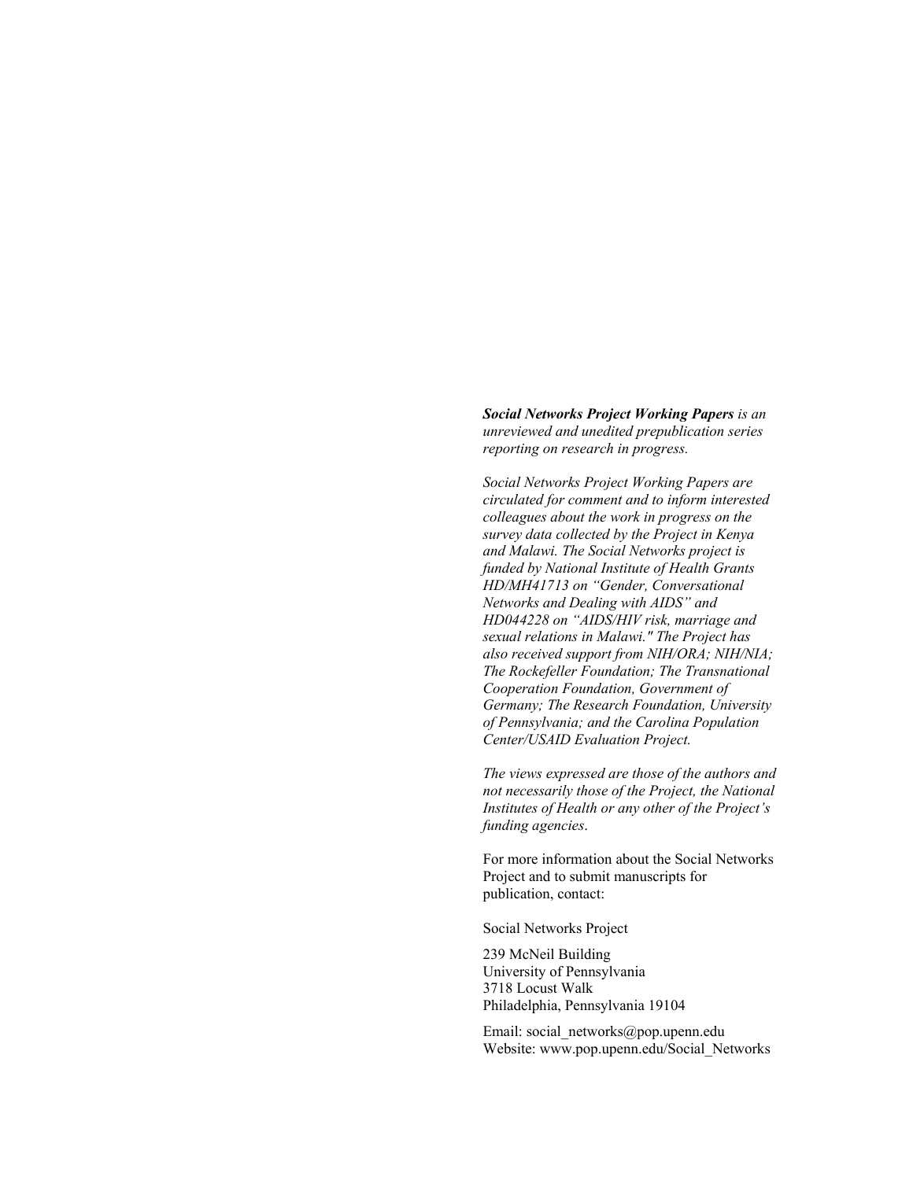***Social Networks Project Working Papers*** *is an unreviewed and unedited prepublication series reporting on research in progress.*

*Social Networks Project Working Papers are circulated for comment and to inform interested colleagues about the work in progress on the survey data collected by the Project in Kenya and Malawi. The Social Networks project is funded by National Institute of Health Grants HD/MH41713 on "Gender, Conversational Networks and Dealing with AIDS" and HD044228 on "AIDS/HIV risk, marriage and sexual relations in Malawi." The Project has also received support from NIH/ORA; NIH/NIA; The Rockefeller Foundation; The Transnational Cooperation Foundation, Government of Germany; The Research Foundation, University of Pennsylvania; and the Carolina Population Center/USAID Evaluation Project.*

*The views expressed are those of the authors and not necessarily those of the Project, the National Institutes of Health or any other of the Project's funding agencies*.

For more information about the Social Networks Project and to submit manuscripts for publication, contact:

Social Networks Project

239 McNeil Building
University of Pennsylvania
3718 Locust Walk
Philadelphia, Pennsylvania 19104

Email: social_networks@pop.upenn.edu
Website: www.pop.upenn.edu/Social_Networks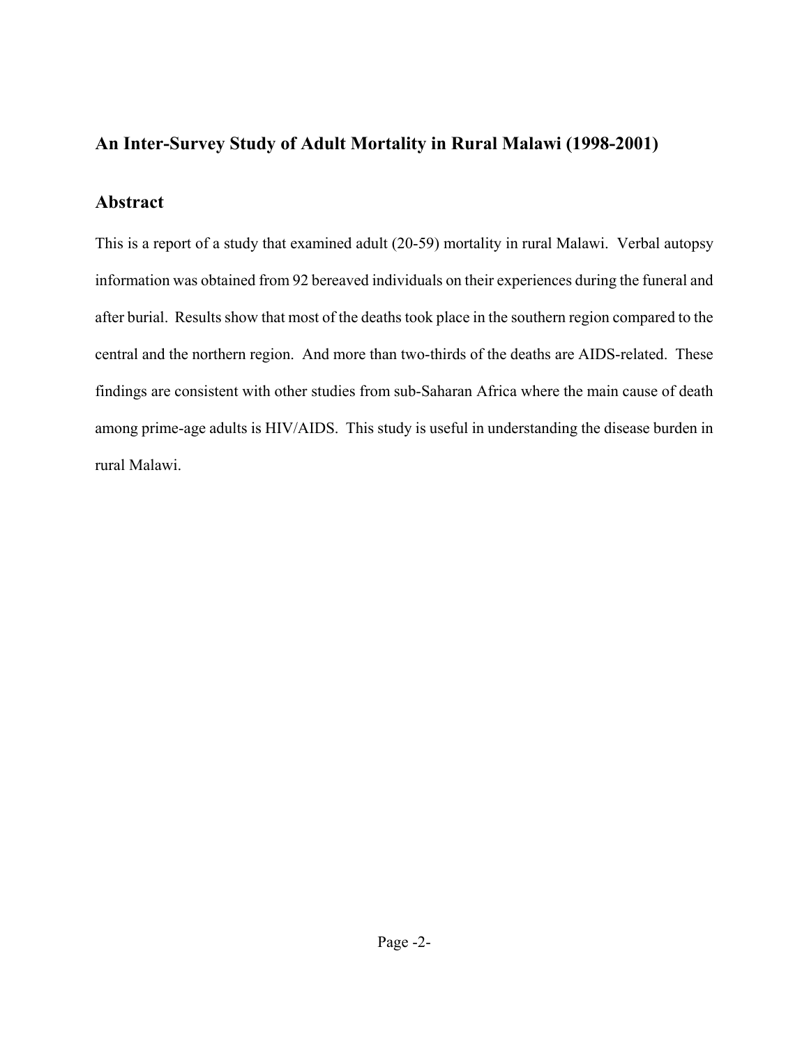## An Inter-Survey Study of Adult Mortality in Rural Malawi (1998-2001)

## Abstract

This is a report of a study that examined adult (20-59) mortality in rural Malawi. Verbal autopsy information was obtained from 92 bereaved individuals on their experiences during the funeral and after burial. Results show that most of the deaths took place in the southern region compared to the central and the northern region. And more than two-thirds of the deaths are AIDS-related. These findings are consistent with other studies from sub-Saharan Africa where the main cause of death among prime-age adults is HIV/AIDS. This study is useful in understanding the disease burden in rural Malawi.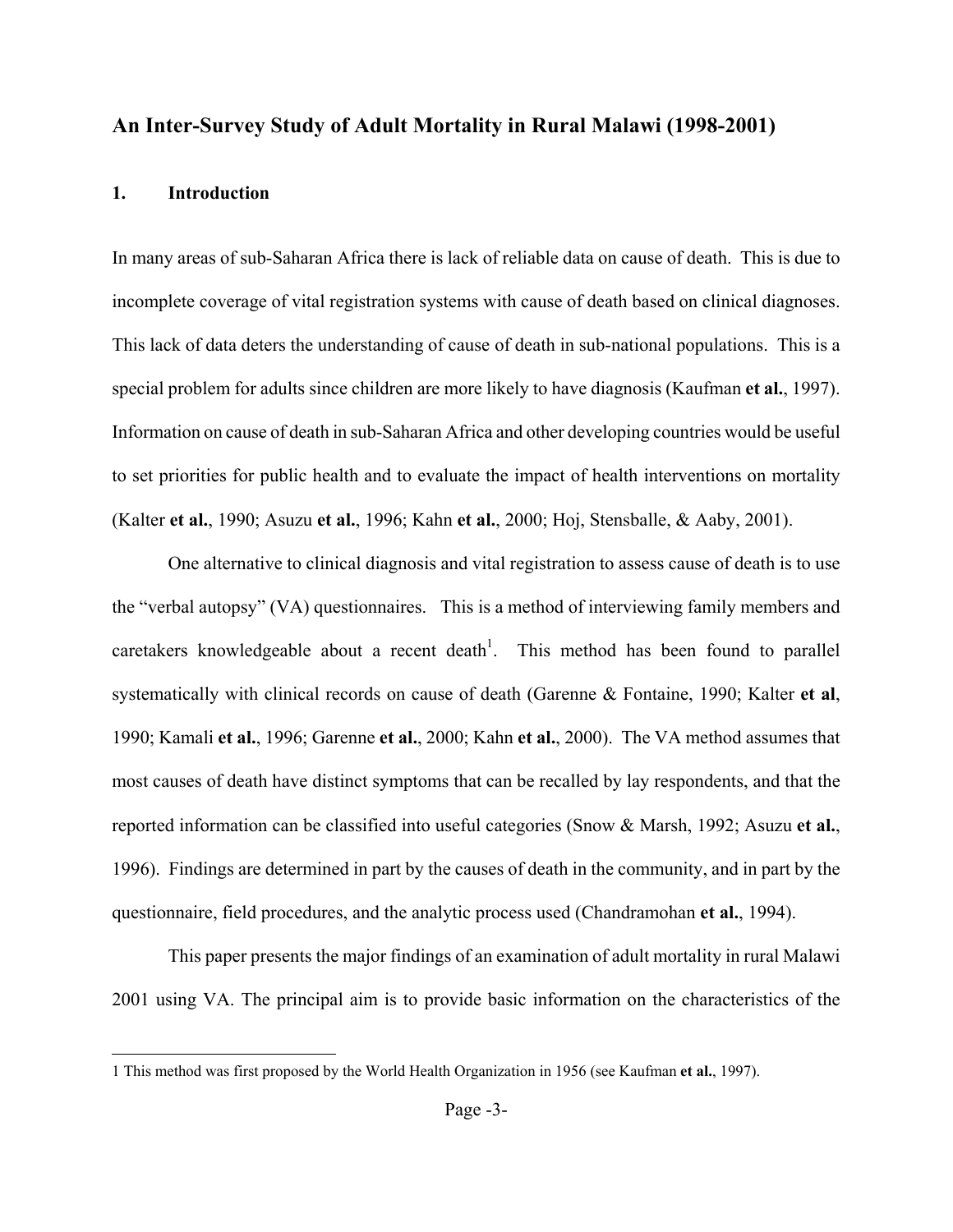## An Inter-Survey Study of Adult Mortality in Rural Malawi (1998-2001)

### 1. Introduction

In many areas of sub-Saharan Africa there is lack of reliable data on cause of death. This is due to incomplete coverage of vital registration systems with cause of death based on clinical diagnoses. This lack of data deters the understanding of cause of death in sub-national populations. This is a special problem for adults since children are more likely to have diagnosis (Kaufman **et al.**, 1997). Information on cause of death in sub-Saharan Africa and other developing countries would be useful to set priorities for public health and to evaluate the impact of health interventions on mortality (Kalter **et al.**, 1990; Asuzu **et al.**, 1996; Kahn **et al.**, 2000; Hoj, Stensballe, & Aaby, 2001).

One alternative to clinical diagnosis and vital registration to assess cause of death is to use the "verbal autopsy" (VA) questionnaires. This is a method of interviewing family members and caretakers knowledgeable about a recent death[1]. This method has been found to parallel systematically with clinical records on cause of death (Garenne & Fontaine, 1990; Kalter **et al**, 1990; Kamali **et al.**, 1996; Garenne **et al.**, 2000; Kahn **et al.**, 2000). The VA method assumes that most causes of death have distinct symptoms that can be recalled by lay respondents, and that the reported information can be classified into useful categories (Snow & Marsh, 1992; Asuzu **et al.**, 1996). Findings are determined in part by the causes of death in the community, and in part by the questionnaire, field procedures, and the analytic process used (Chandramohan **et al.**, 1994).

This paper presents the major findings of an examination of adult mortality in rural Malawi 2001 using VA. The principal aim is to provide basic information on the characteristics of the

---

1 This method was first proposed by the World Health Organization in 1956 (see Kaufman **et al.**, 1997).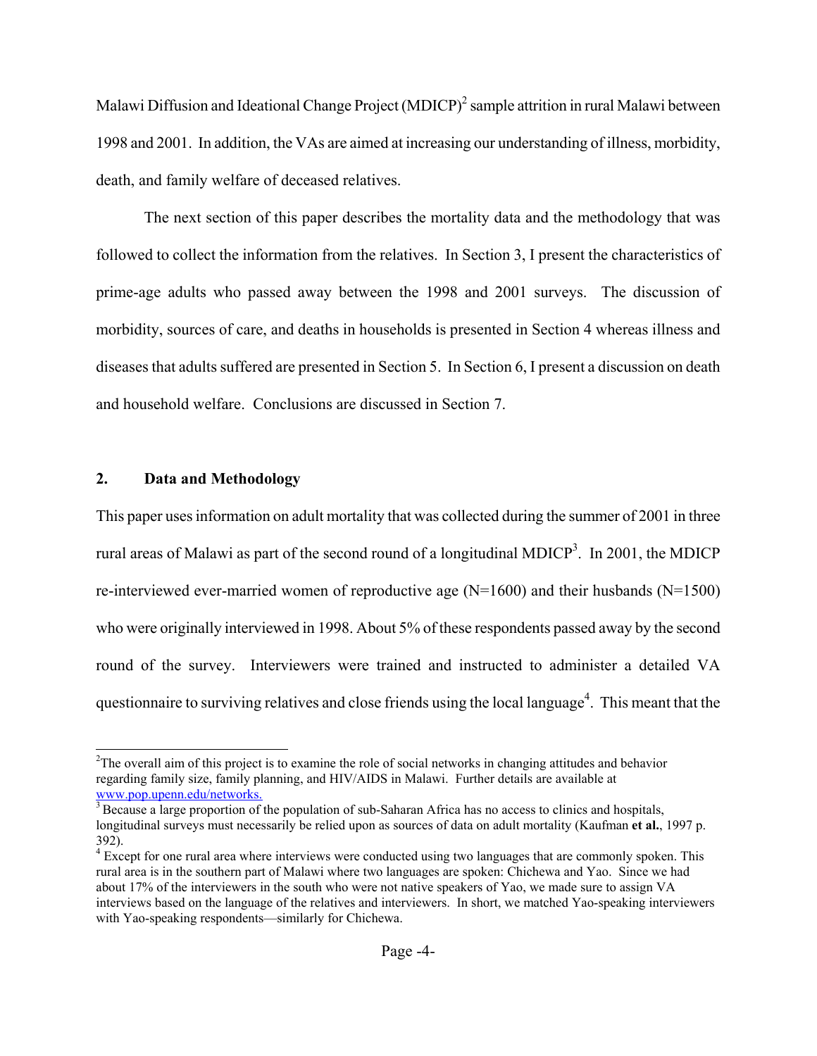Malawi Diffusion and Ideational Change Project (MDICP)[2] sample attrition in rural Malawi between 1998 and 2001. In addition, the VAs are aimed at increasing our understanding of illness, morbidity, death, and family welfare of deceased relatives.

The next section of this paper describes the mortality data and the methodology that was followed to collect the information from the relatives. In Section 3, I present the characteristics of prime-age adults who passed away between the 1998 and 2001 surveys. The discussion of morbidity, sources of care, and deaths in households is presented in Section 4 whereas illness and diseases that adults suffered are presented in Section 5. In Section 6, I present a discussion on death and household welfare. Conclusions are discussed in Section 7.

## 2. Data and Methodology

This paper uses information on adult mortality that was collected during the summer of 2001 in three rural areas of Malawi as part of the second round of a longitudinal MDICP[3]. In 2001, the MDICP re-interviewed ever-married women of reproductive age (N=1600) and their husbands (N=1500) who were originally interviewed in 1998. About 5% of these respondents passed away by the second round of the survey. Interviewers were trained and instructed to administer a detailed VA questionnaire to surviving relatives and close friends using the local language[4]. This meant that the

---

[2] The overall aim of this project is to examine the role of social networks in changing attitudes and behavior regarding family size, family planning, and HIV/AIDS in Malawi. Further details are available at www.pop.upenn.edu/networks.

[3] Because a large proportion of the population of sub-Saharan Africa has no access to clinics and hospitals, longitudinal surveys must necessarily be relied upon as sources of data on adult mortality (Kaufman **et al.**, 1997 p. 392).

[4] Except for one rural area where interviews were conducted using two languages that are commonly spoken. This rural area is in the southern part of Malawi where two languages are spoken: Chichewa and Yao. Since we had about 17% of the interviewers in the south who were not native speakers of Yao, we made sure to assign VA interviews based on the language of the relatives and interviewers. In short, we matched Yao-speaking interviewers with Yao-speaking respondents—similarly for Chichewa.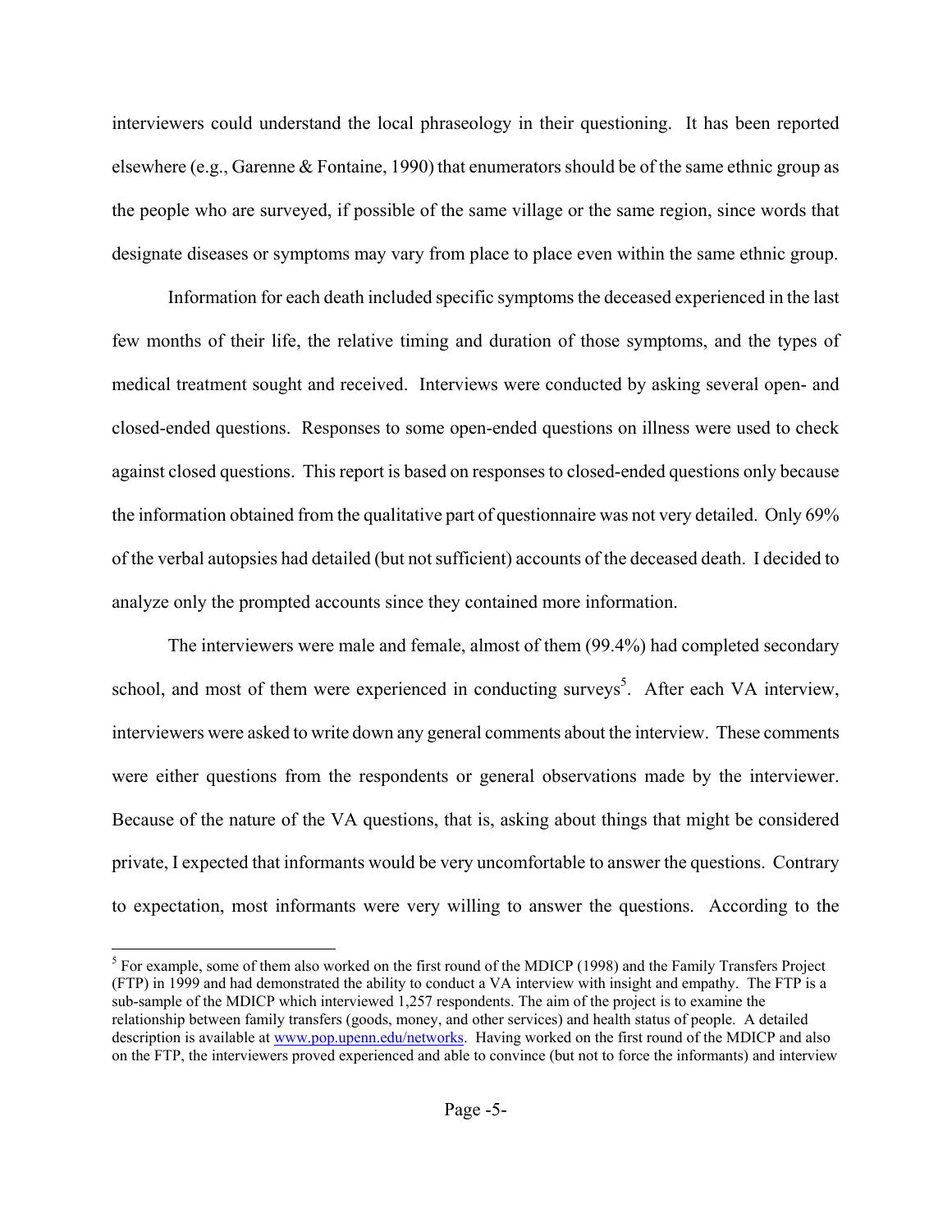interviewers could understand the local phraseology in their questioning. It has been reported elsewhere (e.g., Garenne & Fontaine, 1990) that enumerators should be of the same ethnic group as the people who are surveyed, if possible of the same village or the same region, since words that designate diseases or symptoms may vary from place to place even within the same ethnic group.

Information for each death included specific symptoms the deceased experienced in the last few months of their life, the relative timing and duration of those symptoms, and the types of medical treatment sought and received. Interviews were conducted by asking several open- and closed-ended questions. Responses to some open-ended questions on illness were used to check against closed questions. This report is based on responses to closed-ended questions only because the information obtained from the qualitative part of questionnaire was not very detailed. Only 69% of the verbal autopsies had detailed (but not sufficient) accounts of the deceased death. I decided to analyze only the prompted accounts since they contained more information.

The interviewers were male and female, almost of them (99.4%) had completed secondary school, and most of them were experienced in conducting surveys[5]. After each VA interview, interviewers were asked to write down any general comments about the interview. These comments were either questions from the respondents or general observations made by the interviewer. Because of the nature of the VA questions, that is, asking about things that might be considered private, I expected that informants would be very uncomfortable to answer the questions. Contrary to expectation, most informants were very willing to answer the questions. According to the

[5] For example, some of them also worked on the first round of the MDICP (1998) and the Family Transfers Project (FTP) in 1999 and had demonstrated the ability to conduct a VA interview with insight and empathy. The FTP is a sub-sample of the MDICP which interviewed 1,257 respondents. The aim of the project is to examine the relationship between family transfers (goods, money, and other services) and health status of people. A detailed description is available at www.pop.upenn.edu/networks. Having worked on the first round of the MDICP and also on the FTP, the interviewers proved experienced and able to convince (but not to force the informants) and interview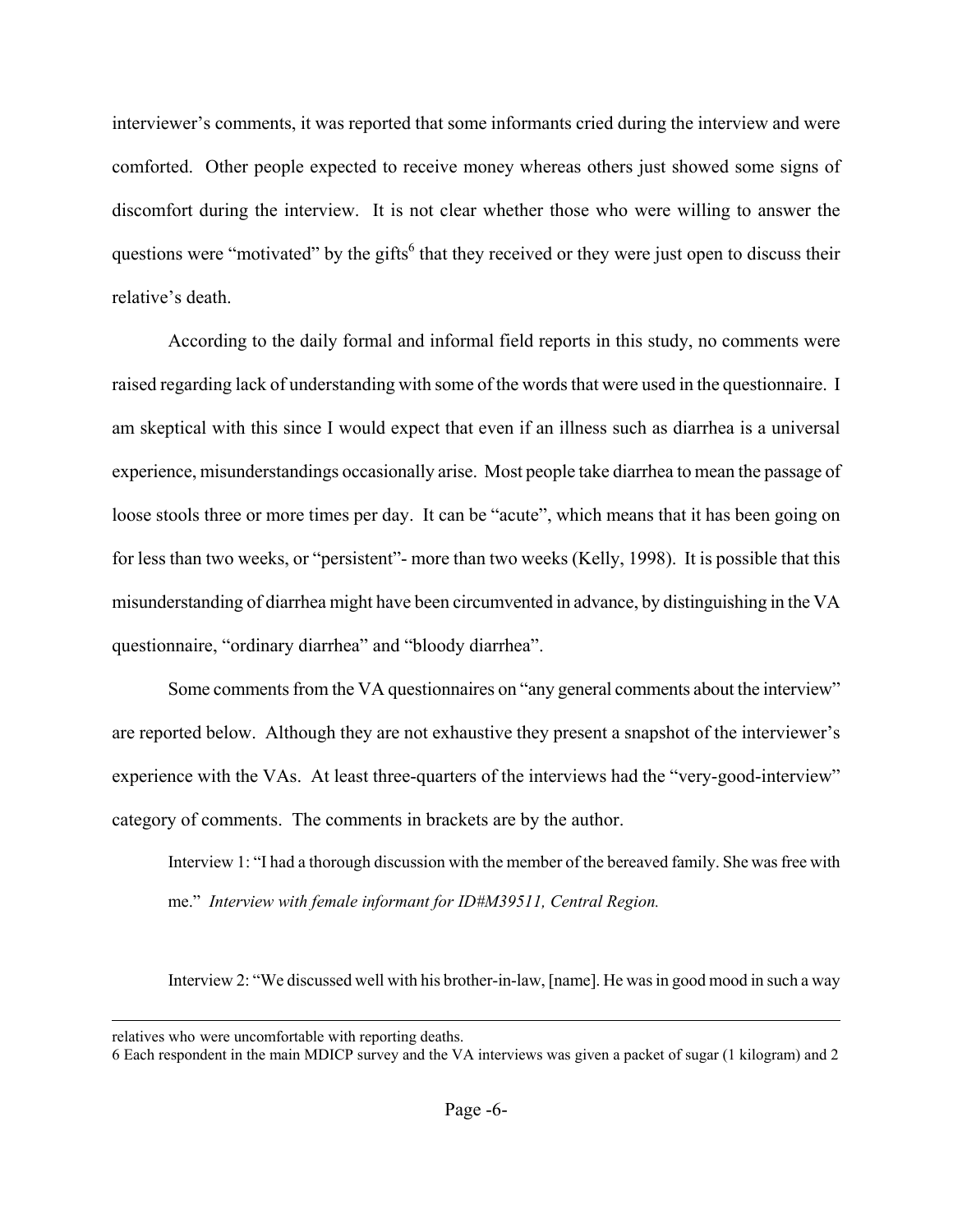interviewer's comments, it was reported that some informants cried during the interview and were comforted. Other people expected to receive money whereas others just showed some signs of discomfort during the interview. It is not clear whether those who were willing to answer the questions were "motivated" by the gifts[6] that they received or they were just open to discuss their relative's death.

According to the daily formal and informal field reports in this study, no comments were raised regarding lack of understanding with some of the words that were used in the questionnaire. I am skeptical with this since I would expect that even if an illness such as diarrhea is a universal experience, misunderstandings occasionally arise. Most people take diarrhea to mean the passage of loose stools three or more times per day. It can be "acute", which means that it has been going on for less than two weeks, or "persistent"- more than two weeks (Kelly, 1998). It is possible that this misunderstanding of diarrhea might have been circumvented in advance, by distinguishing in the VA questionnaire, "ordinary diarrhea" and "bloody diarrhea".

Some comments from the VA questionnaires on "any general comments about the interview" are reported below. Although they are not exhaustive they present a snapshot of the interviewer's experience with the VAs. At least three-quarters of the interviews had the "very-good-interview" category of comments. The comments in brackets are by the author.

> Interview 1: "I had a thorough discussion with the member of the bereaved family. She was free with me." *Interview with female informant for ID#M39511, Central Region.*

> Interview 2: "We discussed well with his brother-in-law, [name]. He was in good mood in such a way

---

relatives who were uncomfortable with reporting deaths.

6 Each respondent in the main MDICP survey and the VA interviews was given a packet of sugar (1 kilogram) and 2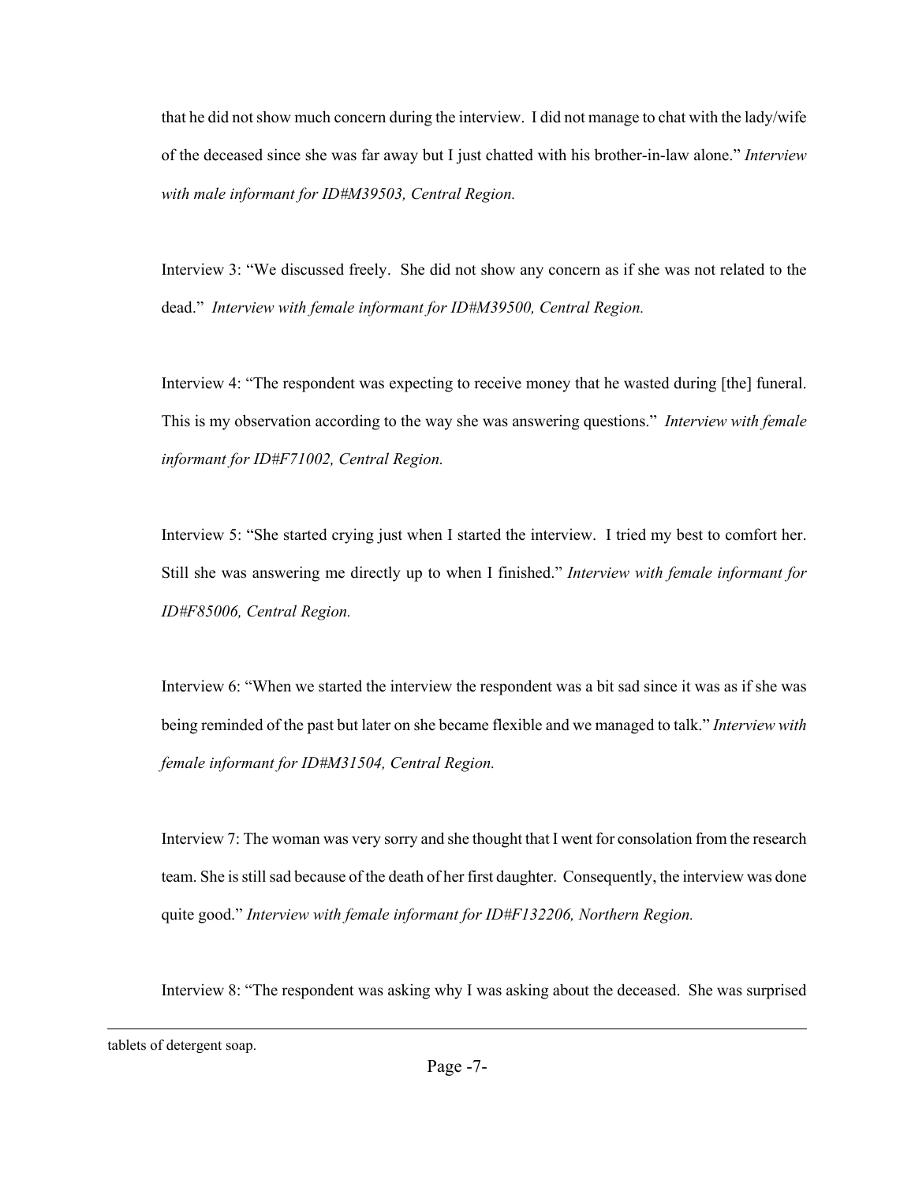that he did not show much concern during the interview. I did not manage to chat with the lady/wife of the deceased since she was far away but I just chatted with his brother-in-law alone." *Interview with male informant for ID#M39503, Central Region.*

Interview 3: "We discussed freely. She did not show any concern as if she was not related to the dead." *Interview with female informant for ID#M39500, Central Region.*

Interview 4: "The respondent was expecting to receive money that he wasted during [the] funeral. This is my observation according to the way she was answering questions." *Interview with female informant for ID#F71002, Central Region.*

Interview 5: "She started crying just when I started the interview. I tried my best to comfort her. Still she was answering me directly up to when I finished." *Interview with female informant for ID#F85006, Central Region.*

Interview 6: "When we started the interview the respondent was a bit sad since it was as if she was being reminded of the past but later on she became flexible and we managed to talk." *Interview with female informant for ID#M31504, Central Region.*

Interview 7: The woman was very sorry and she thought that I went for consolation from the research team. She is still sad because of the death of her first daughter. Consequently, the interview was done quite good." *Interview with female informant for ID#F132206, Northern Region.*

Interview 8: "The respondent was asking why I was asking about the deceased. She was surprised

---

tablets of detergent soap.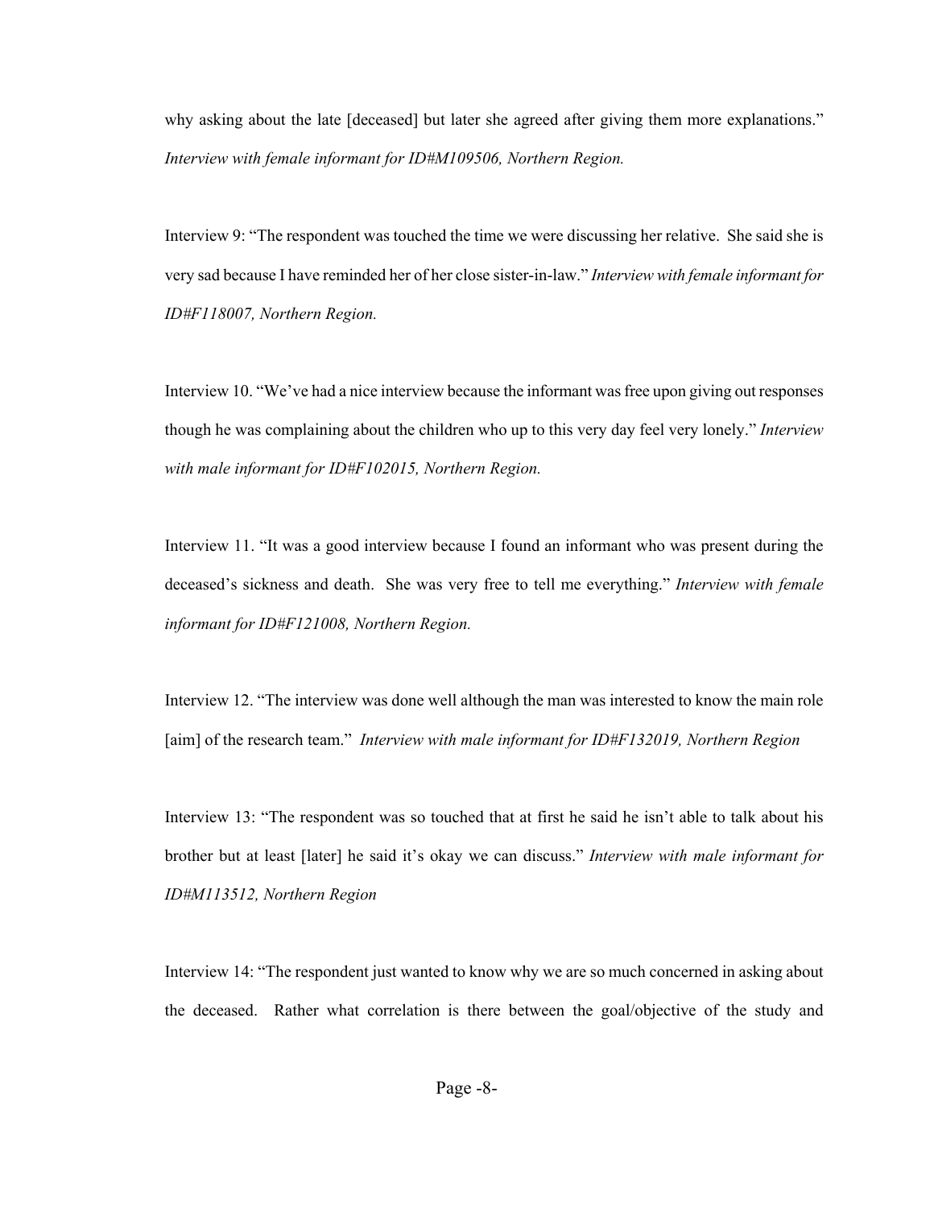why asking about the late [deceased] but later she agreed after giving them more explanations." *Interview with female informant for ID#M109506, Northern Region.*

Interview 9: "The respondent was touched the time we were discussing her relative. She said she is very sad because I have reminded her of her close sister-in-law." *Interview with female informant for ID#F118007, Northern Region.*

Interview 10. "We've had a nice interview because the informant was free upon giving out responses though he was complaining about the children who up to this very day feel very lonely." *Interview with male informant for ID#F102015, Northern Region.*

Interview 11. "It was a good interview because I found an informant who was present during the deceased's sickness and death. She was very free to tell me everything." *Interview with female informant for ID#F121008, Northern Region.*

Interview 12. "The interview was done well although the man was interested to know the main role [aim] of the research team." *Interview with male informant for ID#F132019, Northern Region*

Interview 13: "The respondent was so touched that at first he said he isn't able to talk about his brother but at least [later] he said it's okay we can discuss." *Interview with male informant for ID#M113512, Northern Region*

Interview 14: "The respondent just wanted to know why we are so much concerned in asking about the deceased. Rather what correlation is there between the goal/objective of the study and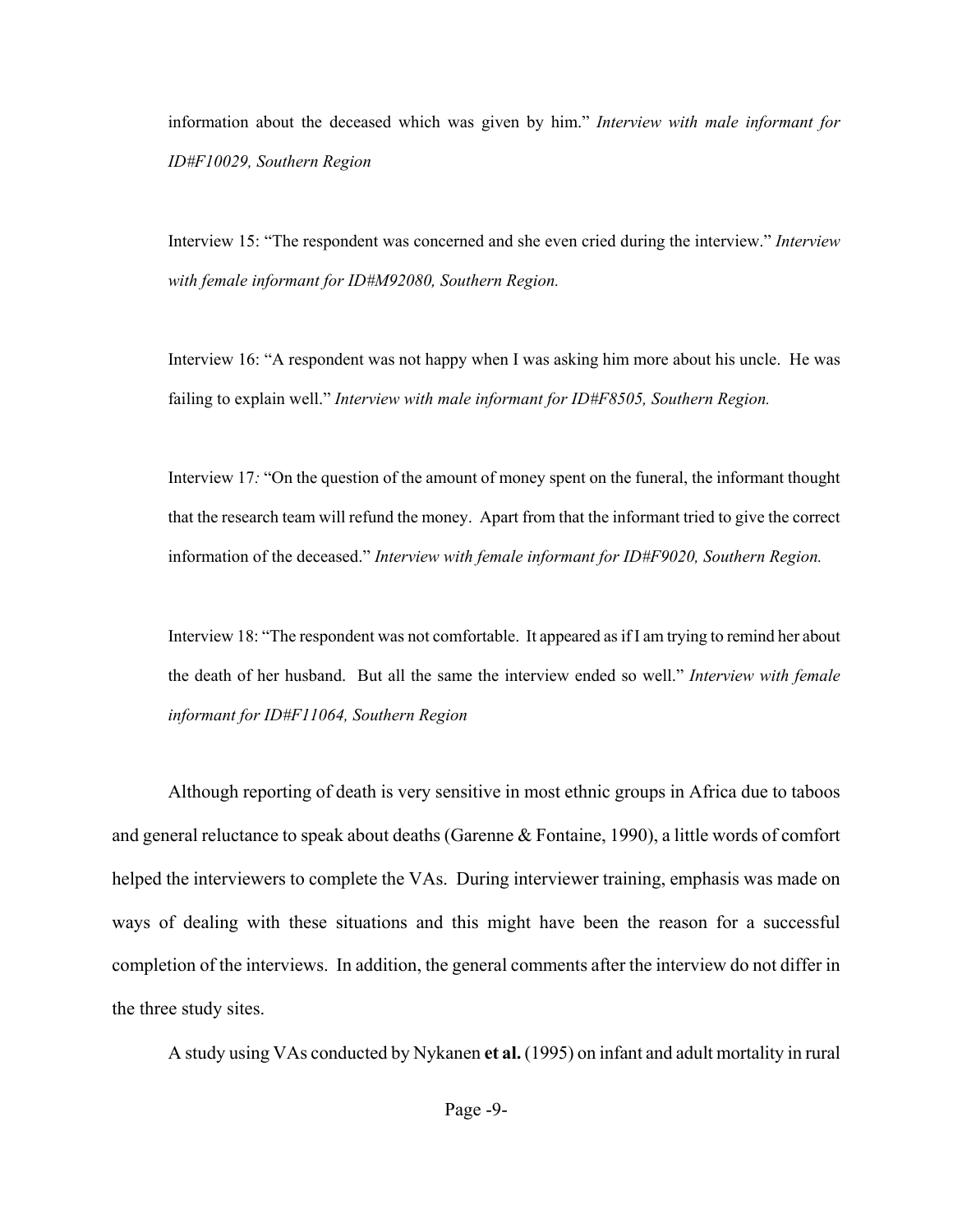information about the deceased which was given by him." *Interview with male informant for ID#F10029, Southern Region*

Interview 15: "The respondent was concerned and she even cried during the interview." *Interview with female informant for ID#M92080, Southern Region.*

Interview 16: "A respondent was not happy when I was asking him more about his uncle. He was failing to explain well." *Interview with male informant for ID#F8505, Southern Region.*

Interview 17*:* "On the question of the amount of money spent on the funeral, the informant thought that the research team will refund the money. Apart from that the informant tried to give the correct information of the deceased." *Interview with female informant for ID#F9020, Southern Region.*

Interview 18: "The respondent was not comfortable. It appeared as if I am trying to remind her about the death of her husband. But all the same the interview ended so well." *Interview with female informant for ID#F11064, Southern Region*

Although reporting of death is very sensitive in most ethnic groups in Africa due to taboos and general reluctance to speak about deaths (Garenne & Fontaine, 1990), a little words of comfort helped the interviewers to complete the VAs. During interviewer training, emphasis was made on ways of dealing with these situations and this might have been the reason for a successful completion of the interviews. In addition, the general comments after the interview do not differ in the three study sites.

A study using VAs conducted by Nykanen **et al.** (1995) on infant and adult mortality in rural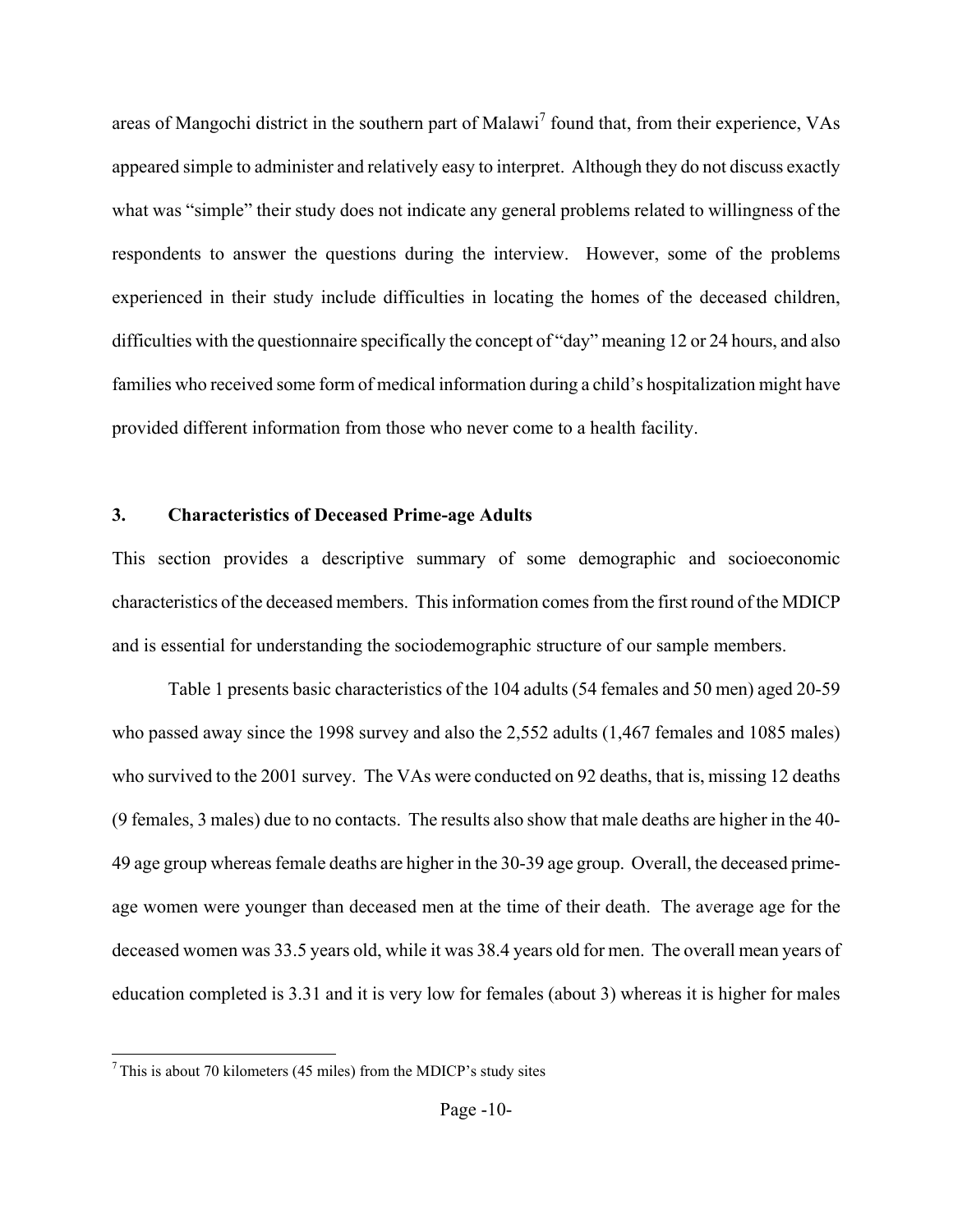areas of Mangochi district in the southern part of Malawi[7] found that, from their experience, VAs appeared simple to administer and relatively easy to interpret. Although they do not discuss exactly what was "simple" their study does not indicate any general problems related to willingness of the respondents to answer the questions during the interview. However, some of the problems experienced in their study include difficulties in locating the homes of the deceased children, difficulties with the questionnaire specifically the concept of "day" meaning 12 or 24 hours, and also families who received some form of medical information during a child's hospitalization might have provided different information from those who never come to a health facility.

## 3. Characteristics of Deceased Prime-age Adults

This section provides a descriptive summary of some demographic and socioeconomic characteristics of the deceased members. This information comes from the first round of the MDICP and is essential for understanding the sociodemographic structure of our sample members.

Table 1 presents basic characteristics of the 104 adults (54 females and 50 men) aged 20-59 who passed away since the 1998 survey and also the 2,552 adults (1,467 females and 1085 males) who survived to the 2001 survey. The VAs were conducted on 92 deaths, that is, missing 12 deaths (9 females, 3 males) due to no contacts. The results also show that male deaths are higher in the 40-49 age group whereas female deaths are higher in the 30-39 age group. Overall, the deceased prime-age women were younger than deceased men at the time of their death. The average age for the deceased women was 33.5 years old, while it was 38.4 years old for men. The overall mean years of education completed is 3.31 and it is very low for females (about 3) whereas it is higher for males

[7] This is about 70 kilometers (45 miles) from the MDICP's study sites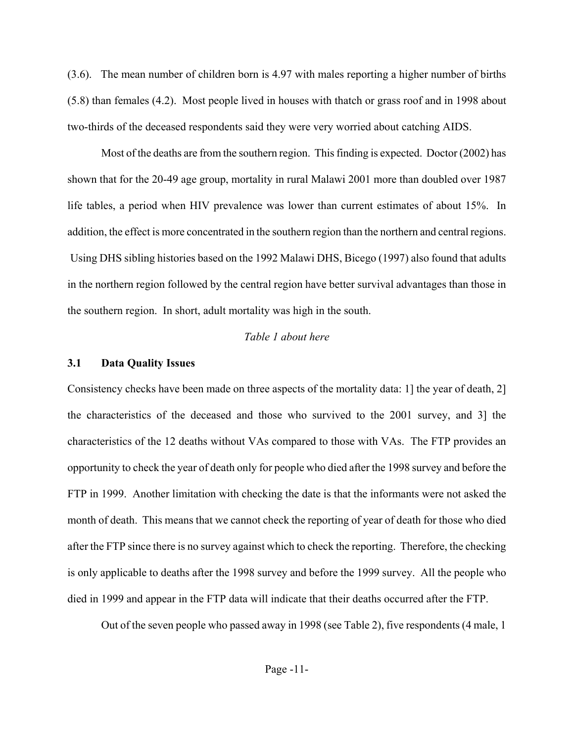(3.6). The mean number of children born is 4.97 with males reporting a higher number of births (5.8) than females (4.2). Most people lived in houses with thatch or grass roof and in 1998 about two-thirds of the deceased respondents said they were very worried about catching AIDS.

Most of the deaths are from the southern region. This finding is expected. Doctor (2002) has shown that for the 20-49 age group, mortality in rural Malawi 2001 more than doubled over 1987 life tables, a period when HIV prevalence was lower than current estimates of about 15%. In addition, the effect is more concentrated in the southern region than the northern and central regions. Using DHS sibling histories based on the 1992 Malawi DHS, Bicego (1997) also found that adults in the northern region followed by the central region have better survival advantages than those in the southern region. In short, adult mortality was high in the south.

*Table 1 about here*

### 3.1 Data Quality Issues

Consistency checks have been made on three aspects of the mortality data: 1] the year of death, 2] the characteristics of the deceased and those who survived to the 2001 survey, and 3] the characteristics of the 12 deaths without VAs compared to those with VAs. The FTP provides an opportunity to check the year of death only for people who died after the 1998 survey and before the FTP in 1999. Another limitation with checking the date is that the informants were not asked the month of death. This means that we cannot check the reporting of year of death for those who died after the FTP since there is no survey against which to check the reporting. Therefore, the checking is only applicable to deaths after the 1998 survey and before the 1999 survey. All the people who died in 1999 and appear in the FTP data will indicate that their deaths occurred after the FTP.

Out of the seven people who passed away in 1998 (see Table 2), five respondents (4 male, 1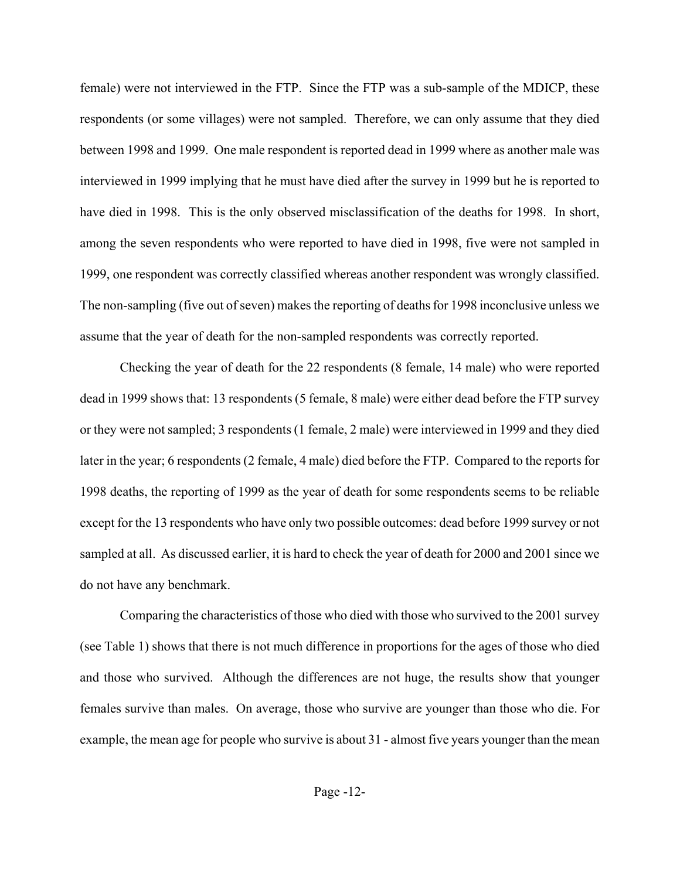female) were not interviewed in the FTP. Since the FTP was a sub-sample of the MDICP, these respondents (or some villages) were not sampled. Therefore, we can only assume that they died between 1998 and 1999. One male respondent is reported dead in 1999 where as another male was interviewed in 1999 implying that he must have died after the survey in 1999 but he is reported to have died in 1998. This is the only observed misclassification of the deaths for 1998. In short, among the seven respondents who were reported to have died in 1998, five were not sampled in 1999, one respondent was correctly classified whereas another respondent was wrongly classified. The non-sampling (five out of seven) makes the reporting of deaths for 1998 inconclusive unless we assume that the year of death for the non-sampled respondents was correctly reported.

Checking the year of death for the 22 respondents (8 female, 14 male) who were reported dead in 1999 shows that: 13 respondents (5 female, 8 male) were either dead before the FTP survey or they were not sampled; 3 respondents (1 female, 2 male) were interviewed in 1999 and they died later in the year; 6 respondents (2 female, 4 male) died before the FTP. Compared to the reports for 1998 deaths, the reporting of 1999 as the year of death for some respondents seems to be reliable except for the 13 respondents who have only two possible outcomes: dead before 1999 survey or not sampled at all. As discussed earlier, it is hard to check the year of death for 2000 and 2001 since we do not have any benchmark.

Comparing the characteristics of those who died with those who survived to the 2001 survey (see Table 1) shows that there is not much difference in proportions for the ages of those who died and those who survived. Although the differences are not huge, the results show that younger females survive than males. On average, those who survive are younger than those who die. For example, the mean age for people who survive is about 31 - almost five years younger than the mean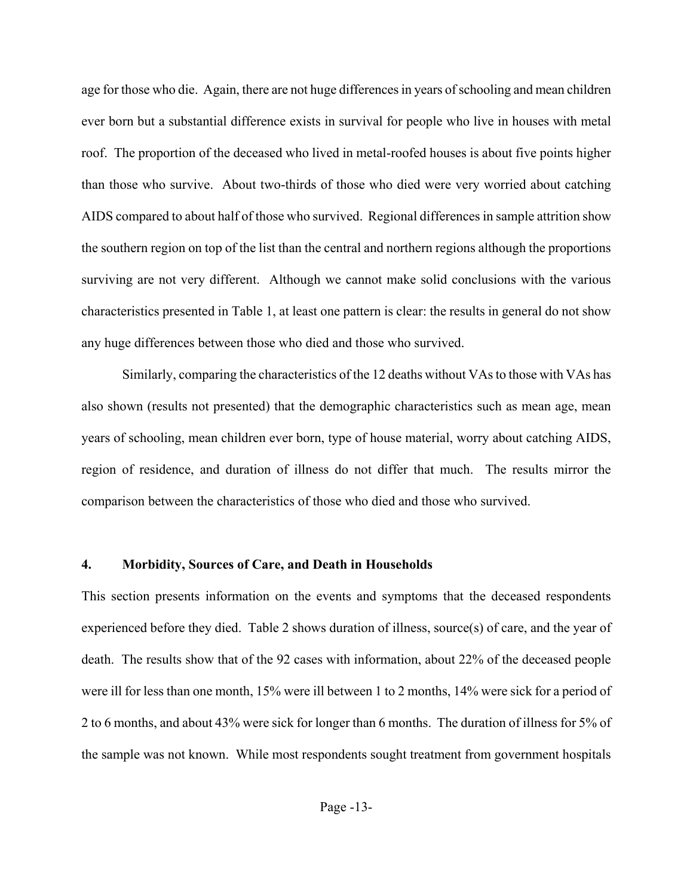age for those who die. Again, there are not huge differences in years of schooling and mean children ever born but a substantial difference exists in survival for people who live in houses with metal roof. The proportion of the deceased who lived in metal-roofed houses is about five points higher than those who survive. About two-thirds of those who died were very worried about catching AIDS compared to about half of those who survived. Regional differences in sample attrition show the southern region on top of the list than the central and northern regions although the proportions surviving are not very different. Although we cannot make solid conclusions with the various characteristics presented in Table 1, at least one pattern is clear: the results in general do not show any huge differences between those who died and those who survived.

Similarly, comparing the characteristics of the 12 deaths without VAs to those with VAs has also shown (results not presented) that the demographic characteristics such as mean age, mean years of schooling, mean children ever born, type of house material, worry about catching AIDS, region of residence, and duration of illness do not differ that much. The results mirror the comparison between the characteristics of those who died and those who survived.

## 4. Morbidity, Sources of Care, and Death in Households

This section presents information on the events and symptoms that the deceased respondents experienced before they died. Table 2 shows duration of illness, source(s) of care, and the year of death. The results show that of the 92 cases with information, about 22% of the deceased people were ill for less than one month, 15% were ill between 1 to 2 months, 14% were sick for a period of 2 to 6 months, and about 43% were sick for longer than 6 months. The duration of illness for 5% of the sample was not known. While most respondents sought treatment from government hospitals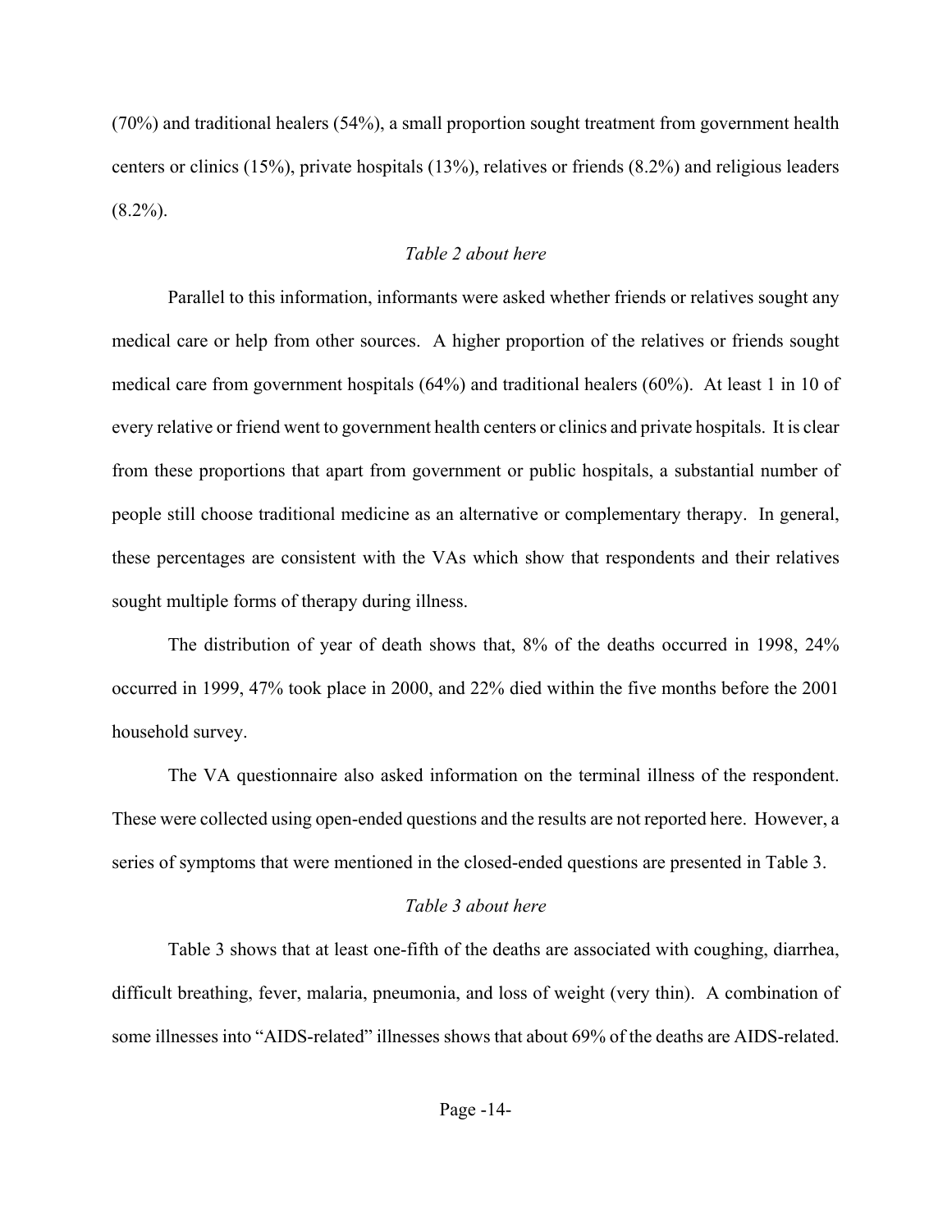(70%) and traditional healers (54%), a small proportion sought treatment from government health centers or clinics (15%), private hospitals (13%), relatives or friends (8.2%) and religious leaders (8.2%).

*Table 2 about here*

Parallel to this information, informants were asked whether friends or relatives sought any medical care or help from other sources. A higher proportion of the relatives or friends sought medical care from government hospitals (64%) and traditional healers (60%). At least 1 in 10 of every relative or friend went to government health centers or clinics and private hospitals. It is clear from these proportions that apart from government or public hospitals, a substantial number of people still choose traditional medicine as an alternative or complementary therapy. In general, these percentages are consistent with the VAs which show that respondents and their relatives sought multiple forms of therapy during illness.

The distribution of year of death shows that, 8% of the deaths occurred in 1998, 24% occurred in 1999, 47% took place in 2000, and 22% died within the five months before the 2001 household survey.

The VA questionnaire also asked information on the terminal illness of the respondent. These were collected using open-ended questions and the results are not reported here. However, a series of symptoms that were mentioned in the closed-ended questions are presented in Table 3.

*Table 3 about here*

Table 3 shows that at least one-fifth of the deaths are associated with coughing, diarrhea, difficult breathing, fever, malaria, pneumonia, and loss of weight (very thin). A combination of some illnesses into "AIDS-related" illnesses shows that about 69% of the deaths are AIDS-related.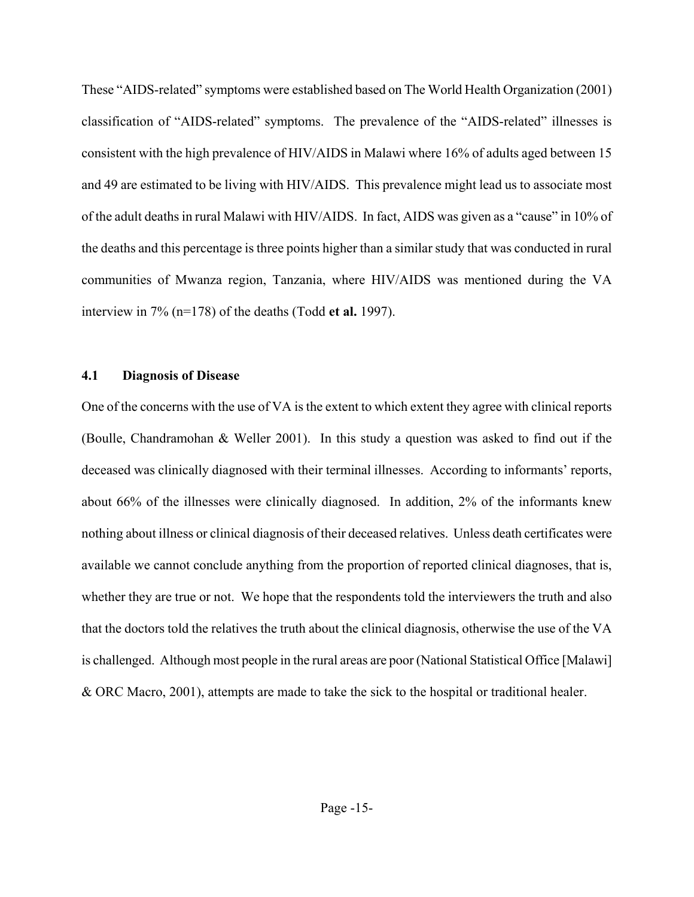These “AIDS-related” symptoms were established based on The World Health Organization (2001) classification of “AIDS-related” symptoms. The prevalence of the “AIDS-related” illnesses is consistent with the high prevalence of HIV/AIDS in Malawi where 16% of adults aged between 15 and 49 are estimated to be living with HIV/AIDS. This prevalence might lead us to associate most of the adult deaths in rural Malawi with HIV/AIDS. In fact, AIDS was given as a “cause” in 10% of the deaths and this percentage is three points higher than a similar study that was conducted in rural communities of Mwanza region, Tanzania, where HIV/AIDS was mentioned during the VA interview in 7% (n=178) of the deaths (Todd **et al.** 1997).

### 4.1 Diagnosis of Disease

One of the concerns with the use of VA is the extent to which extent they agree with clinical reports (Boulle, Chandramohan & Weller 2001). In this study a question was asked to find out if the deceased was clinically diagnosed with their terminal illnesses. According to informants’ reports, about 66% of the illnesses were clinically diagnosed. In addition, 2% of the informants knew nothing about illness or clinical diagnosis of their deceased relatives. Unless death certificates were available we cannot conclude anything from the proportion of reported clinical diagnoses, that is, whether they are true or not. We hope that the respondents told the interviewers the truth and also that the doctors told the relatives the truth about the clinical diagnosis, otherwise the use of the VA is challenged. Although most people in the rural areas are poor (National Statistical Office [Malawi] & ORC Macro, 2001), attempts are made to take the sick to the hospital or traditional healer.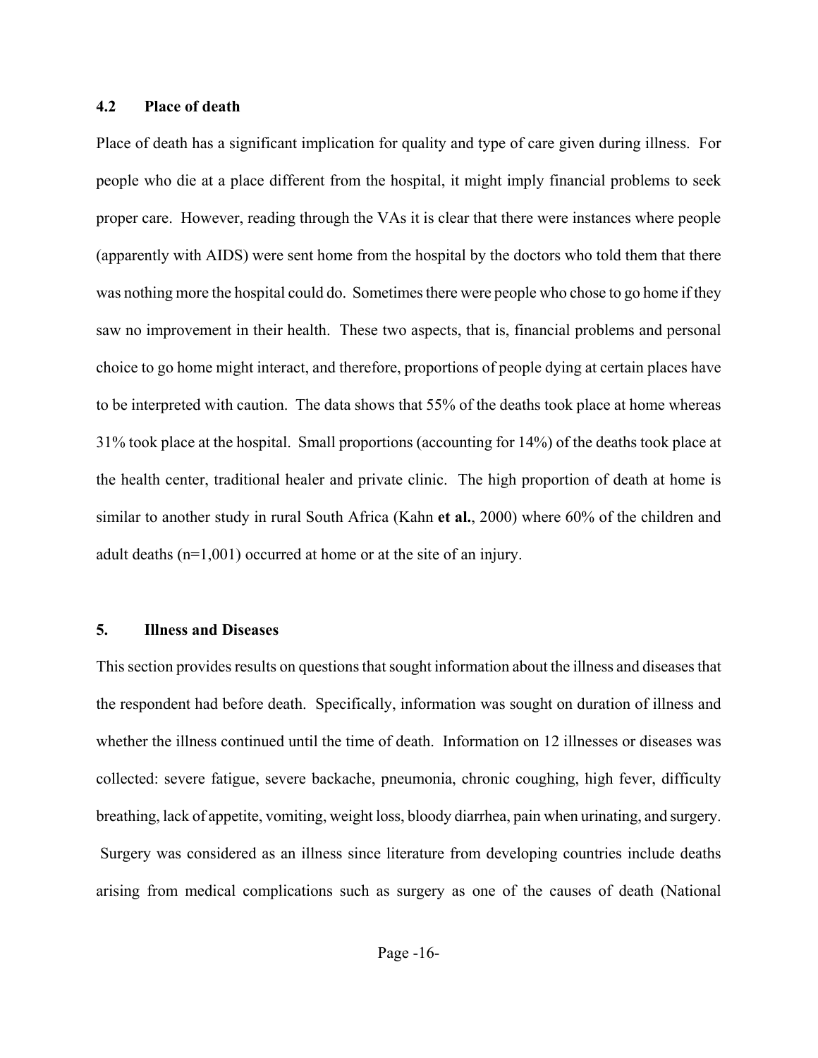### 4.2 Place of death

Place of death has a significant implication for quality and type of care given during illness. For people who die at a place different from the hospital, it might imply financial problems to seek proper care. However, reading through the VAs it is clear that there were instances where people (apparently with AIDS) were sent home from the hospital by the doctors who told them that there was nothing more the hospital could do. Sometimes there were people who chose to go home if they saw no improvement in their health. These two aspects, that is, financial problems and personal choice to go home might interact, and therefore, proportions of people dying at certain places have to be interpreted with caution. The data shows that 55% of the deaths took place at home whereas 31% took place at the hospital. Small proportions (accounting for 14%) of the deaths took place at the health center, traditional healer and private clinic. The high proportion of death at home is similar to another study in rural South Africa (Kahn **et al.**, 2000) where 60% of the children and adult deaths (n=1,001) occurred at home or at the site of an injury.

## 5. Illness and Diseases

This section provides results on questions that sought information about the illness and diseases that the respondent had before death. Specifically, information was sought on duration of illness and whether the illness continued until the time of death. Information on 12 illnesses or diseases was collected: severe fatigue, severe backache, pneumonia, chronic coughing, high fever, difficulty breathing, lack of appetite, vomiting, weight loss, bloody diarrhea, pain when urinating, and surgery. Surgery was considered as an illness since literature from developing countries include deaths arising from medical complications such as surgery as one of the causes of death (National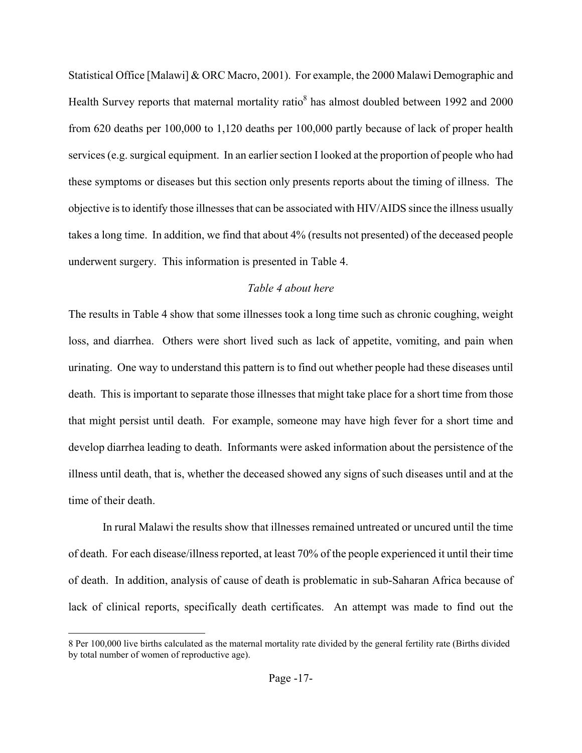Statistical Office [Malawi] & ORC Macro, 2001). For example, the 2000 Malawi Demographic and Health Survey reports that maternal mortality ratio[8] has almost doubled between 1992 and 2000 from 620 deaths per 100,000 to 1,120 deaths per 100,000 partly because of lack of proper health services (e.g. surgical equipment. In an earlier section I looked at the proportion of people who had these symptoms or diseases but this section only presents reports about the timing of illness. The objective is to identify those illnesses that can be associated with HIV/AIDS since the illness usually takes a long time. In addition, we find that about 4% (results not presented) of the deceased people underwent surgery. This information is presented in Table 4.

*Table 4 about here*

The results in Table 4 show that some illnesses took a long time such as chronic coughing, weight loss, and diarrhea. Others were short lived such as lack of appetite, vomiting, and pain when urinating. One way to understand this pattern is to find out whether people had these diseases until death. This is important to separate those illnesses that might take place for a short time from those that might persist until death. For example, someone may have high fever for a short time and develop diarrhea leading to death. Informants were asked information about the persistence of the illness until death, that is, whether the deceased showed any signs of such diseases until and at the time of their death.

In rural Malawi the results show that illnesses remained untreated or uncured until the time of death. For each disease/illness reported, at least 70% of the people experienced it until their time of death. In addition, analysis of cause of death is problematic in sub-Saharan Africa because of lack of clinical reports, specifically death certificates. An attempt was made to find out the

---

8 Per 100,000 live births calculated as the maternal mortality rate divided by the general fertility rate (Births divided by total number of women of reproductive age).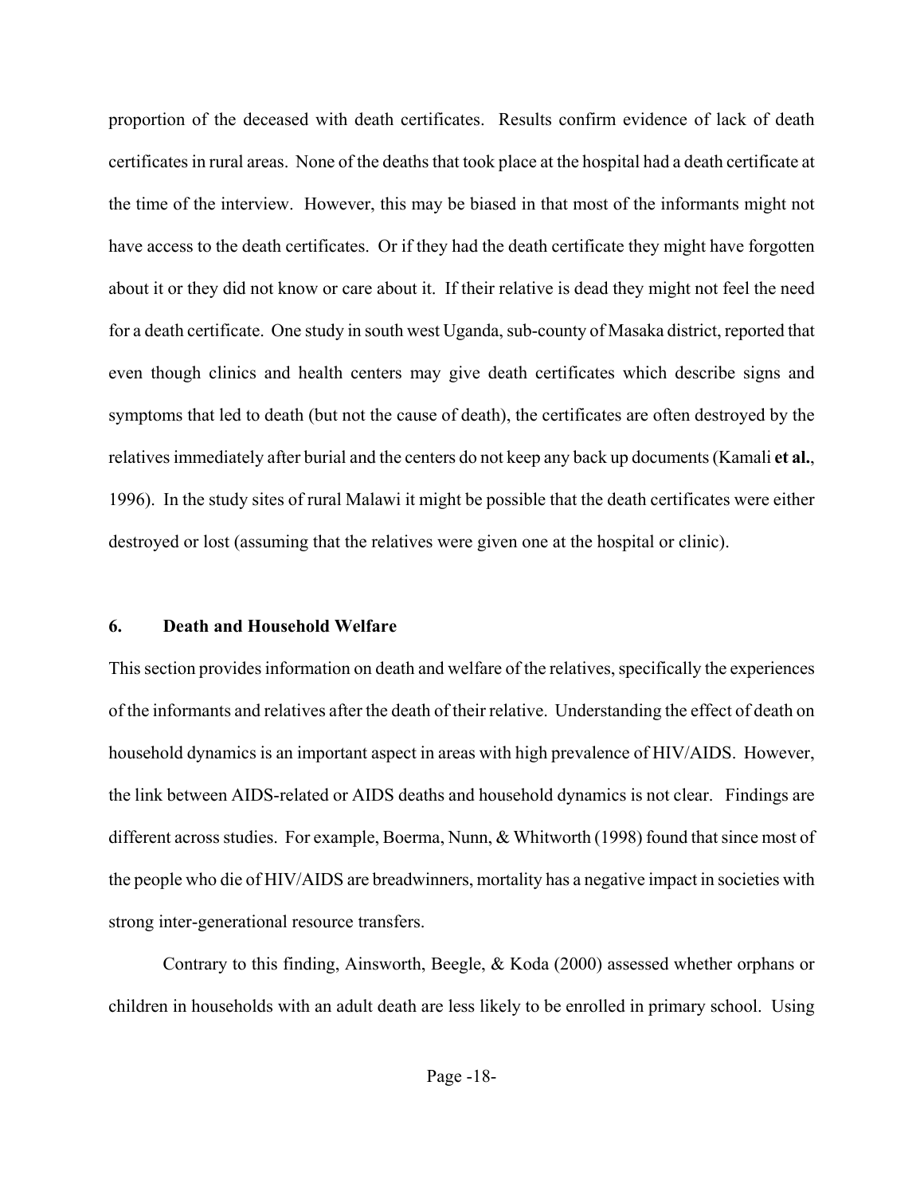proportion of the deceased with death certificates. Results confirm evidence of lack of death certificates in rural areas. None of the deaths that took place at the hospital had a death certificate at the time of the interview. However, this may be biased in that most of the informants might not have access to the death certificates. Or if they had the death certificate they might have forgotten about it or they did not know or care about it. If their relative is dead they might not feel the need for a death certificate. One study in south west Uganda, sub-county of Masaka district, reported that even though clinics and health centers may give death certificates which describe signs and symptoms that led to death (but not the cause of death), the certificates are often destroyed by the relatives immediately after burial and the centers do not keep any back up documents (Kamali **et al.**, 1996). In the study sites of rural Malawi it might be possible that the death certificates were either destroyed or lost (assuming that the relatives were given one at the hospital or clinic).

## 6. Death and Household Welfare

This section provides information on death and welfare of the relatives, specifically the experiences of the informants and relatives after the death of their relative. Understanding the effect of death on household dynamics is an important aspect in areas with high prevalence of HIV/AIDS. However, the link between AIDS-related or AIDS deaths and household dynamics is not clear. Findings are different across studies. For example, Boerma, Nunn, & Whitworth (1998) found that since most of the people who die of HIV/AIDS are breadwinners, mortality has a negative impact in societies with strong inter-generational resource transfers.

Contrary to this finding, Ainsworth, Beegle, & Koda (2000) assessed whether orphans or children in households with an adult death are less likely to be enrolled in primary school. Using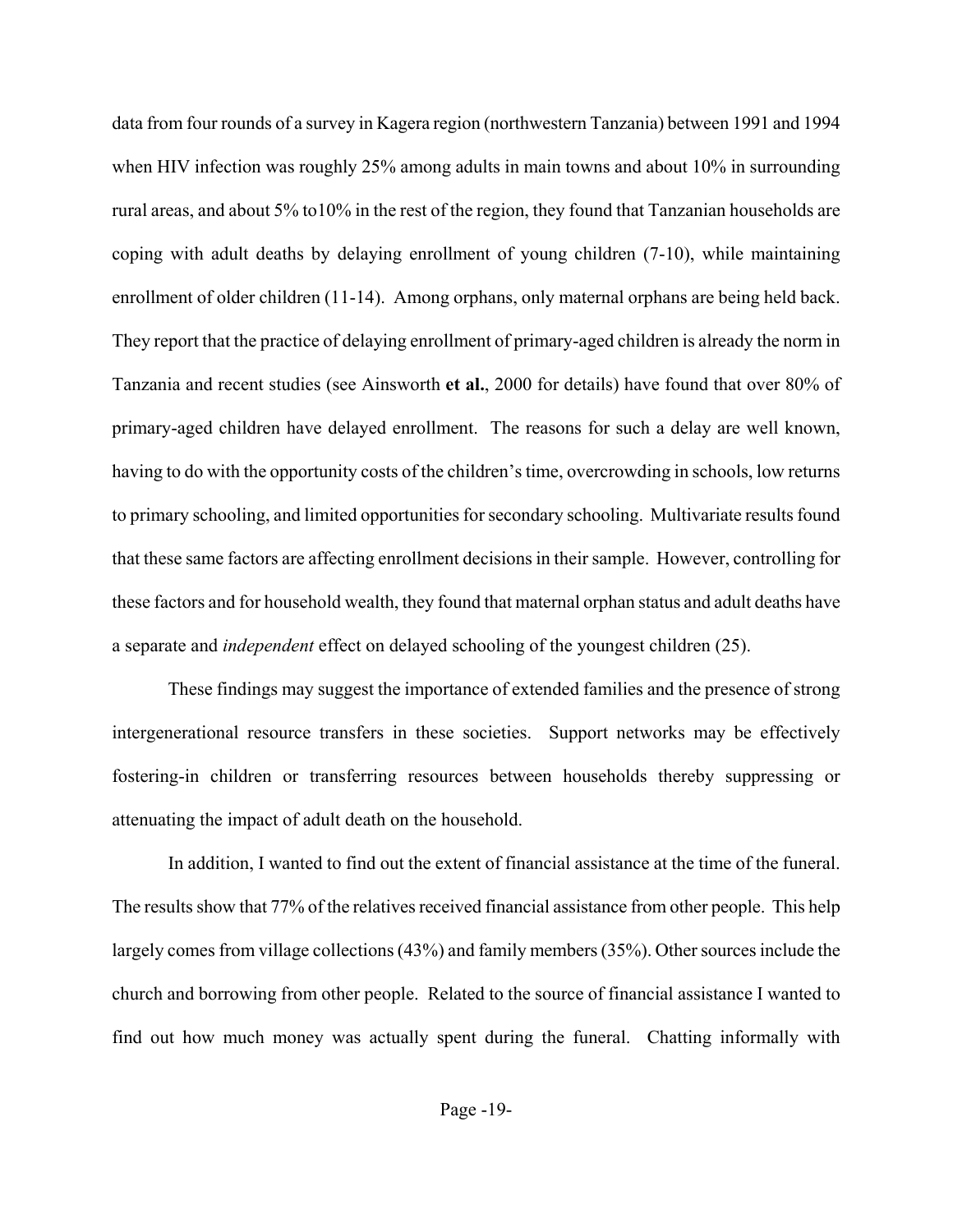data from four rounds of a survey in Kagera region (northwestern Tanzania) between 1991 and 1994 when HIV infection was roughly 25% among adults in main towns and about 10% in surrounding rural areas, and about 5% to10% in the rest of the region, they found that Tanzanian households are coping with adult deaths by delaying enrollment of young children (7-10), while maintaining enrollment of older children (11-14). Among orphans, only maternal orphans are being held back. They report that the practice of delaying enrollment of primary-aged children is already the norm in Tanzania and recent studies (see Ainsworth **et al.**, 2000 for details) have found that over 80% of primary-aged children have delayed enrollment. The reasons for such a delay are well known, having to do with the opportunity costs of the children's time, overcrowding in schools, low returns to primary schooling, and limited opportunities for secondary schooling. Multivariate results found that these same factors are affecting enrollment decisions in their sample. However, controlling for these factors and for household wealth, they found that maternal orphan status and adult deaths have a separate and *independent* effect on delayed schooling of the youngest children (25).

These findings may suggest the importance of extended families and the presence of strong intergenerational resource transfers in these societies. Support networks may be effectively fostering-in children or transferring resources between households thereby suppressing or attenuating the impact of adult death on the household.

In addition, I wanted to find out the extent of financial assistance at the time of the funeral. The results show that 77% of the relatives received financial assistance from other people. This help largely comes from village collections (43%) and family members (35%). Other sources include the church and borrowing from other people. Related to the source of financial assistance I wanted to find out how much money was actually spent during the funeral. Chatting informally with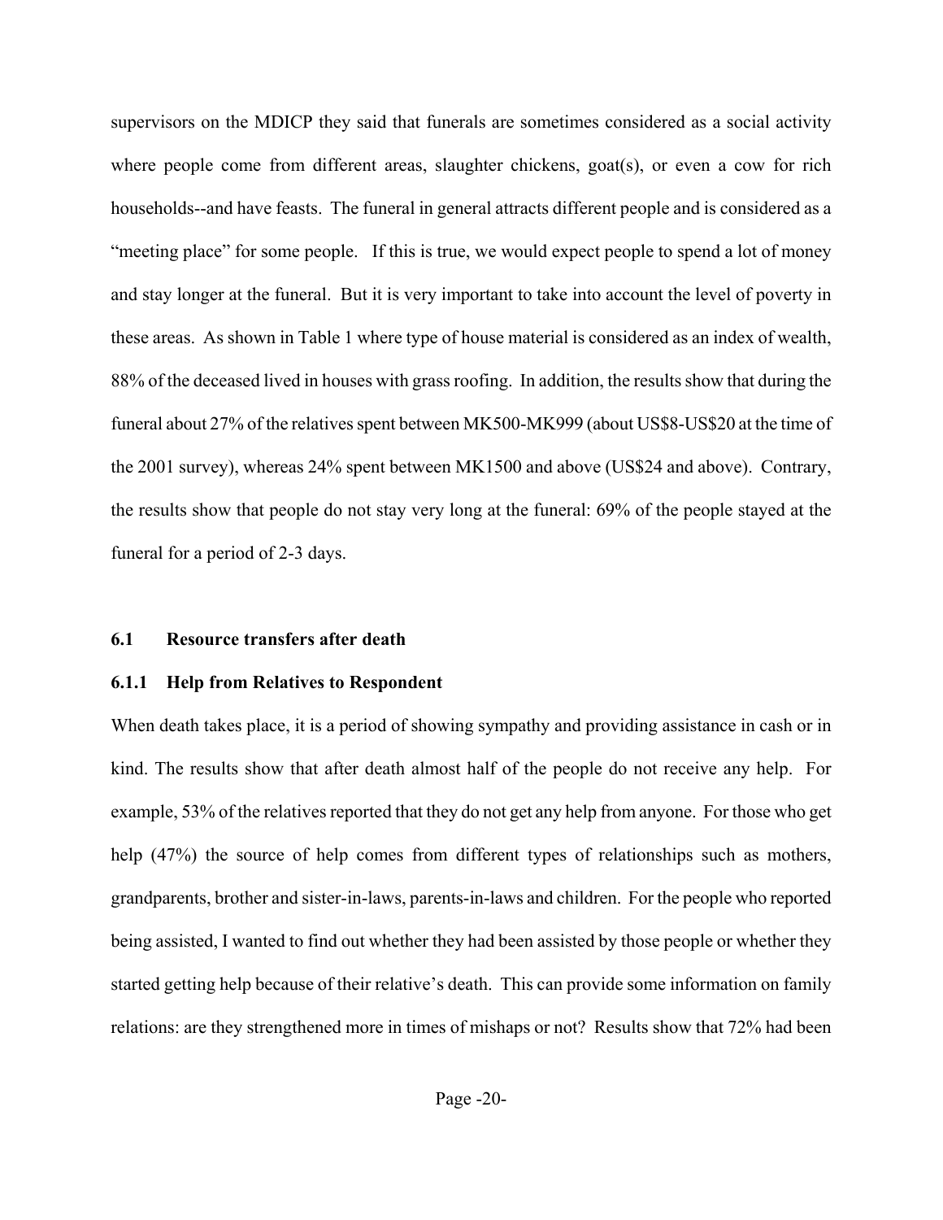supervisors on the MDICP they said that funerals are sometimes considered as a social activity where people come from different areas, slaughter chickens, goat(s), or even a cow for rich households--and have feasts. The funeral in general attracts different people and is considered as a "meeting place" for some people. If this is true, we would expect people to spend a lot of money and stay longer at the funeral. But it is very important to take into account the level of poverty in these areas. As shown in Table 1 where type of house material is considered as an index of wealth, 88% of the deceased lived in houses with grass roofing. In addition, the results show that during the funeral about 27% of the relatives spent between MK500-MK999 (about US$8-US$20 at the time of the 2001 survey), whereas 24% spent between MK1500 and above (US$24 and above). Contrary, the results show that people do not stay very long at the funeral: 69% of the people stayed at the funeral for a period of 2-3 days.

## 6.1 Resource transfers after death

### 6.1.1 Help from Relatives to Respondent

When death takes place, it is a period of showing sympathy and providing assistance in cash or in kind. The results show that after death almost half of the people do not receive any help. For example, 53% of the relatives reported that they do not get any help from anyone. For those who get help (47%) the source of help comes from different types of relationships such as mothers, grandparents, brother and sister-in-laws, parents-in-laws and children. For the people who reported being assisted, I wanted to find out whether they had been assisted by those people or whether they started getting help because of their relative's death. This can provide some information on family relations: are they strengthened more in times of mishaps or not? Results show that 72% had been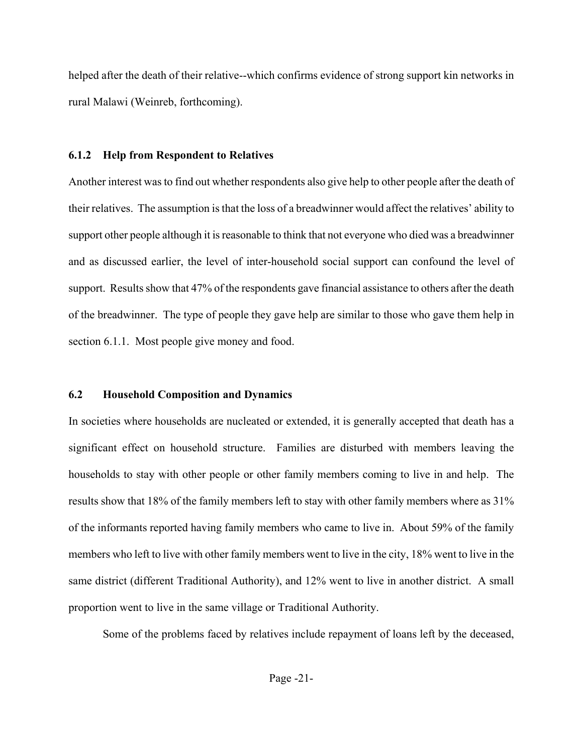helped after the death of their relative--which confirms evidence of strong support kin networks in rural Malawi (Weinreb, forthcoming).

### 6.1.2 Help from Respondent to Relatives

Another interest was to find out whether respondents also give help to other people after the death of their relatives. The assumption is that the loss of a breadwinner would affect the relatives' ability to support other people although it is reasonable to think that not everyone who died was a breadwinner and as discussed earlier, the level of inter-household social support can confound the level of support. Results show that 47% of the respondents gave financial assistance to others after the death of the breadwinner. The type of people they gave help are similar to those who gave them help in section 6.1.1. Most people give money and food.

## 6.2 Household Composition and Dynamics

In societies where households are nucleated or extended, it is generally accepted that death has a significant effect on household structure. Families are disturbed with members leaving the households to stay with other people or other family members coming to live in and help. The results show that 18% of the family members left to stay with other family members where as 31% of the informants reported having family members who came to live in. About 59% of the family members who left to live with other family members went to live in the city, 18% went to live in the same district (different Traditional Authority), and 12% went to live in another district. A small proportion went to live in the same village or Traditional Authority.

Some of the problems faced by relatives include repayment of loans left by the deceased,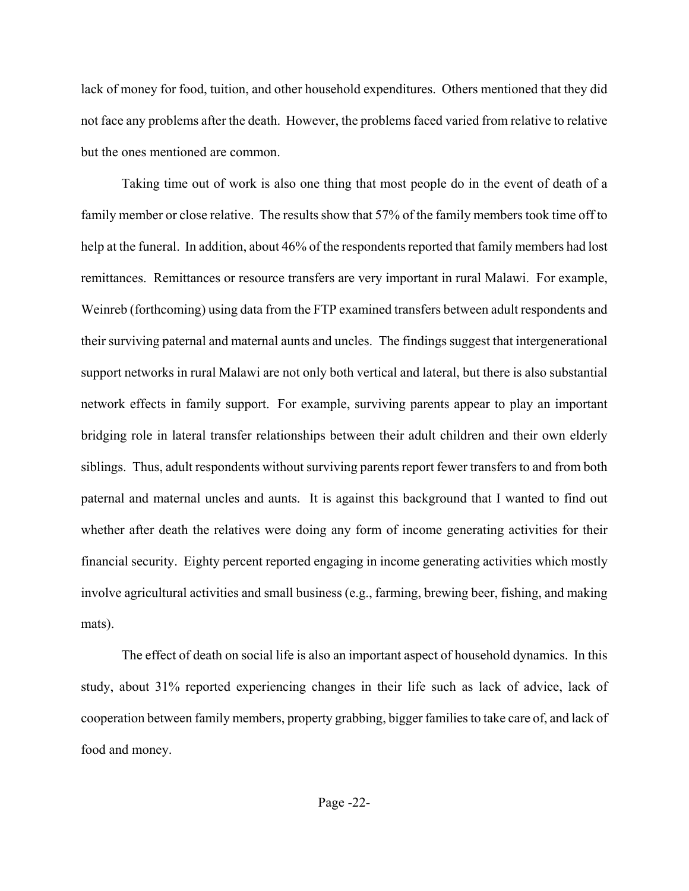lack of money for food, tuition, and other household expenditures. Others mentioned that they did not face any problems after the death. However, the problems faced varied from relative to relative but the ones mentioned are common.

Taking time out of work is also one thing that most people do in the event of death of a family member or close relative. The results show that 57% of the family members took time off to help at the funeral. In addition, about 46% of the respondents reported that family members had lost remittances. Remittances or resource transfers are very important in rural Malawi. For example, Weinreb (forthcoming) using data from the FTP examined transfers between adult respondents and their surviving paternal and maternal aunts and uncles. The findings suggest that intergenerational support networks in rural Malawi are not only both vertical and lateral, but there is also substantial network effects in family support. For example, surviving parents appear to play an important bridging role in lateral transfer relationships between their adult children and their own elderly siblings. Thus, adult respondents without surviving parents report fewer transfers to and from both paternal and maternal uncles and aunts. It is against this background that I wanted to find out whether after death the relatives were doing any form of income generating activities for their financial security. Eighty percent reported engaging in income generating activities which mostly involve agricultural activities and small business (e.g., farming, brewing beer, fishing, and making mats).

The effect of death on social life is also an important aspect of household dynamics. In this study, about 31% reported experiencing changes in their life such as lack of advice, lack of cooperation between family members, property grabbing, bigger families to take care of, and lack of food and money.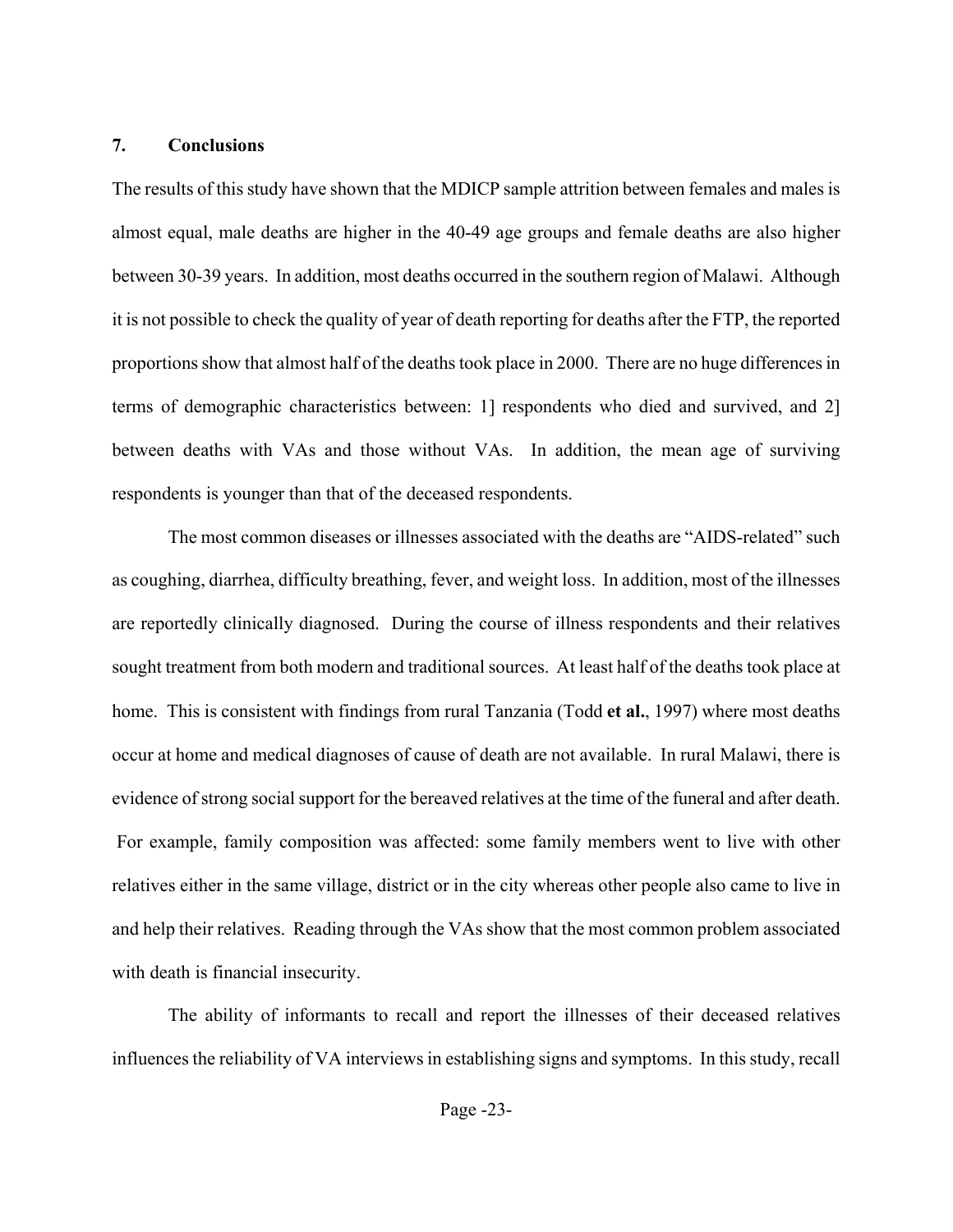## 7. Conclusions

The results of this study have shown that the MDICP sample attrition between females and males is almost equal, male deaths are higher in the 40-49 age groups and female deaths are also higher between 30-39 years. In addition, most deaths occurred in the southern region of Malawi. Although it is not possible to check the quality of year of death reporting for deaths after the FTP, the reported proportions show that almost half of the deaths took place in 2000. There are no huge differences in terms of demographic characteristics between: 1] respondents who died and survived, and 2] between deaths with VAs and those without VAs. In addition, the mean age of surviving respondents is younger than that of the deceased respondents.

The most common diseases or illnesses associated with the deaths are "AIDS-related" such as coughing, diarrhea, difficulty breathing, fever, and weight loss. In addition, most of the illnesses are reportedly clinically diagnosed. During the course of illness respondents and their relatives sought treatment from both modern and traditional sources. At least half of the deaths took place at home. This is consistent with findings from rural Tanzania (Todd **et al.**, 1997) where most deaths occur at home and medical diagnoses of cause of death are not available. In rural Malawi, there is evidence of strong social support for the bereaved relatives at the time of the funeral and after death. For example, family composition was affected: some family members went to live with other relatives either in the same village, district or in the city whereas other people also came to live in and help their relatives. Reading through the VAs show that the most common problem associated with death is financial insecurity.

The ability of informants to recall and report the illnesses of their deceased relatives influences the reliability of VA interviews in establishing signs and symptoms. In this study, recall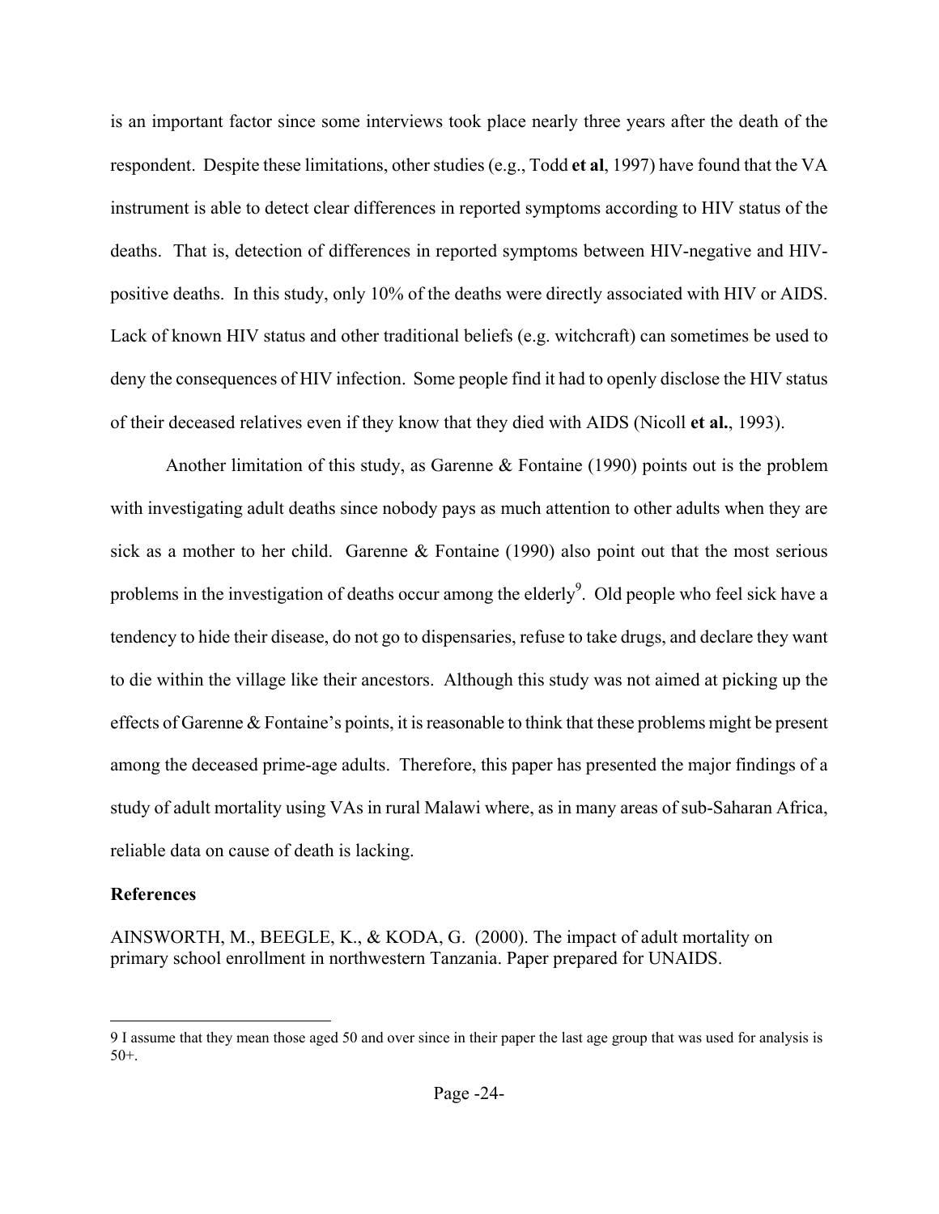is an important factor since some interviews took place nearly three years after the death of the respondent. Despite these limitations, other studies (e.g., Todd **et al**, 1997) have found that the VA instrument is able to detect clear differences in reported symptoms according to HIV status of the deaths. That is, detection of differences in reported symptoms between HIV-negative and HIV-positive deaths. In this study, only 10% of the deaths were directly associated with HIV or AIDS. Lack of known HIV status and other traditional beliefs (e.g. witchcraft) can sometimes be used to deny the consequences of HIV infection. Some people find it had to openly disclose the HIV status of their deceased relatives even if they know that they died with AIDS (Nicoll **et al.**, 1993).

Another limitation of this study, as Garenne & Fontaine (1990) points out is the problem with investigating adult deaths since nobody pays as much attention to other adults when they are sick as a mother to her child. Garenne & Fontaine (1990) also point out that the most serious problems in the investigation of deaths occur among the elderly[9]. Old people who feel sick have a tendency to hide their disease, do not go to dispensaries, refuse to take drugs, and declare they want to die within the village like their ancestors. Although this study was not aimed at picking up the effects of Garenne & Fontaine's points, it is reasonable to think that these problems might be present among the deceased prime-age adults. Therefore, this paper has presented the major findings of a study of adult mortality using VAs in rural Malawi where, as in many areas of sub-Saharan Africa, reliable data on cause of death is lacking.

**References**

AINSWORTH, M., BEEGLE, K., & KODA, G. (2000). The impact of adult mortality on primary school enrollment in northwestern Tanzania. Paper prepared for UNAIDS.

---

9 I assume that they mean those aged 50 and over since in their paper the last age group that was used for analysis is 50+.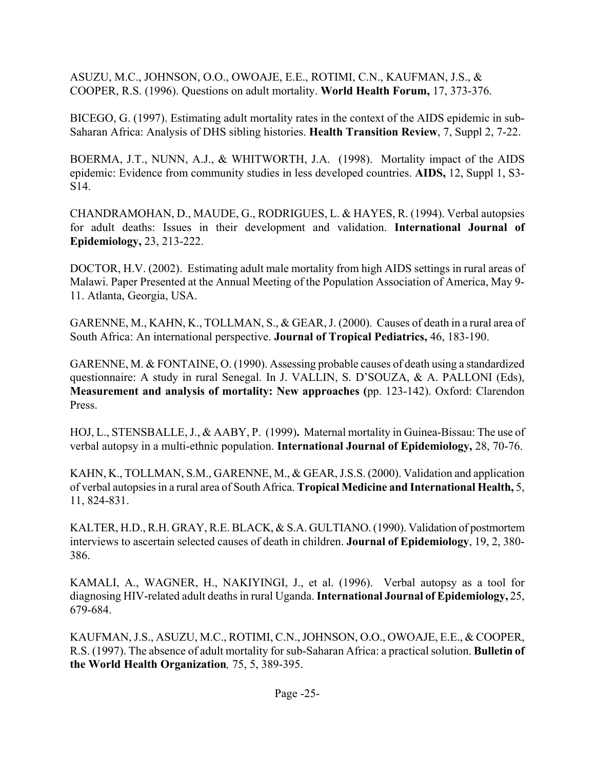ASUZU, M.C., JOHNSON, O.O., OWOAJE, E.E., ROTIMI, C.N., KAUFMAN, J.S., & COOPER, R.S. (1996). Questions on adult mortality. **World Health Forum,** 17, 373-376.

BICEGO, G. (1997). Estimating adult mortality rates in the context of the AIDS epidemic in sub-Saharan Africa: Analysis of DHS sibling histories. **Health Transition Review**, 7, Suppl 2, 7-22.

BOERMA, J.T., NUNN, A.J., & WHITWORTH, J.A. (1998). Mortality impact of the AIDS epidemic: Evidence from community studies in less developed countries. **AIDS,** 12, Suppl 1, S3-S14.

CHANDRAMOHAN, D., MAUDE, G., RODRIGUES, L. & HAYES, R. (1994). Verbal autopsies for adult deaths: Issues in their development and validation. **International Journal of Epidemiology,** 23, 213-222.

DOCTOR, H.V. (2002). Estimating adult male mortality from high AIDS settings in rural areas of Malawi. Paper Presented at the Annual Meeting of the Population Association of America, May 9-11. Atlanta, Georgia, USA.

GARENNE, M., KAHN, K., TOLLMAN, S., & GEAR, J. (2000). Causes of death in a rural area of South Africa: An international perspective. **Journal of Tropical Pediatrics,** 46, 183-190.

GARENNE, M. & FONTAINE, O. (1990). Assessing probable causes of death using a standardized questionnaire: A study in rural Senegal. In J. VALLIN, S. D'SOUZA, & A. PALLONI (Eds), **Measurement and analysis of mortality: New approaches (**pp. 123-142). Oxford: Clarendon Press.

HOJ, L., STENSBALLE, J., & AABY, P. (1999)**.** Maternal mortality in Guinea-Bissau: The use of verbal autopsy in a multi-ethnic population. **International Journal of Epidemiology,** 28, 70-76.

KAHN, K., TOLLMAN, S.M., GARENNE, M., & GEAR, J.S.S. (2000). Validation and application of verbal autopsies in a rural area of South Africa. **Tropical Medicine and International Health,** 5, 11, 824-831.

KALTER, H.D., R.H. GRAY, R.E. BLACK, & S.A. GULTIANO. (1990). Validation of postmortem interviews to ascertain selected causes of death in children. **Journal of Epidemiology**, 19, 2, 380-386.

KAMALI, A., WAGNER, H., NAKIYINGI, J., et al. (1996). Verbal autopsy as a tool for diagnosing HIV-related adult deaths in rural Uganda. **International Journal of Epidemiology,** 25, 679-684.

KAUFMAN, J.S., ASUZU, M.C., ROTIMI, C.N., JOHNSON, O.O., OWOAJE, E.E., & COOPER, R.S. (1997). The absence of adult mortality for sub-Saharan Africa: a practical solution. **Bulletin of the World Health Organization***,* 75, 5, 389-395.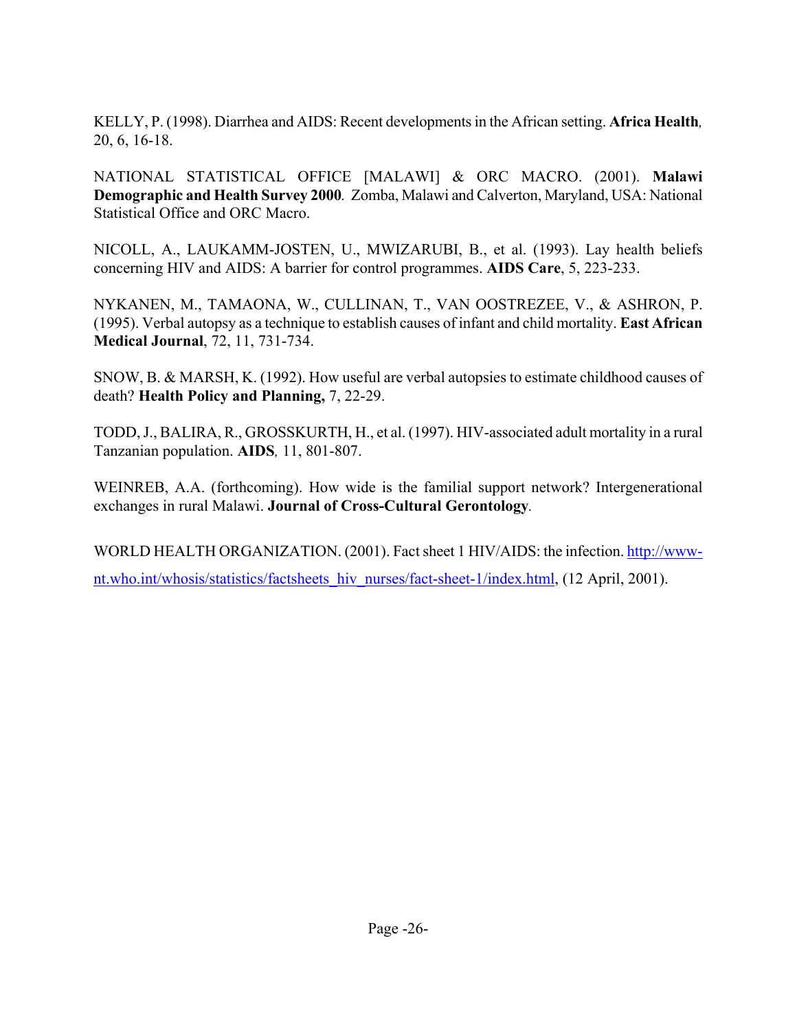KELLY, P. (1998). Diarrhea and AIDS: Recent developments in the African setting. **Africa Health**, 20, 6, 16-18.

NATIONAL STATISTICAL OFFICE [MALAWI] & ORC MACRO. (2001). **Malawi Demographic and Health Survey 2000**. Zomba, Malawi and Calverton, Maryland, USA: National Statistical Office and ORC Macro.

NICOLL, A., LAUKAMM-JOSTEN, U., MWIZARUBI, B., et al. (1993). Lay health beliefs concerning HIV and AIDS: A barrier for control programmes. **AIDS Care**, 5, 223-233.

NYKANEN, M., TAMAONA, W., CULLINAN, T., VAN OOSTREZEE, V., & ASHRON, P. (1995). Verbal autopsy as a technique to establish causes of infant and child mortality. **East African Medical Journal**, 72, 11, 731-734.

SNOW, B. & MARSH, K. (1992). How useful are verbal autopsies to estimate childhood causes of death? **Health Policy and Planning,** 7, 22-29.

TODD, J., BALIRA, R., GROSSKURTH, H., et al. (1997). HIV-associated adult mortality in a rural Tanzanian population. **AIDS**, 11, 801-807.

WEINREB, A.A. (forthcoming). How wide is the familial support network? Intergenerational exchanges in rural Malawi. **Journal of Cross-Cultural Gerontology**.

WORLD HEALTH ORGANIZATION. (2001). Fact sheet 1 HIV/AIDS: the infection. http://www-nt.who.int/whosis/statistics/factsheets_hiv_nurses/fact-sheet-1/index.html, (12 April, 2001).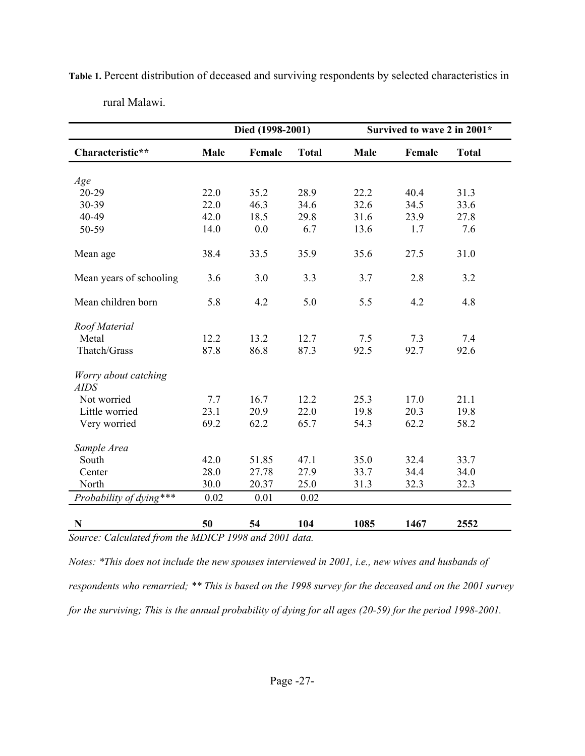**Table 1.** Percent distribution of deceased and surviving respondents by selected characteristics in rural Malawi.

| | Died (1998-2001) | | | Survived to wave 2 in 2001* | | |
|---|---|---|---|---|---|---|
| **Characteristic**** | **Male** | **Female** | **Total** | **Male** | **Female** | **Total** |
| *Age* | | | | | | |
| 20-29 | 22.0 | 35.2 | 28.9 | 22.2 | 40.4 | 31.3 |
| 30-39 | 22.0 | 46.3 | 34.6 | 32.6 | 34.5 | 33.6 |
| 40-49 | 42.0 | 18.5 | 29.8 | 31.6 | 23.9 | 27.8 |
| 50-59 | 14.0 | 0.0 | 6.7 | 13.6 | 1.7 | 7.6 |
| Mean age | 38.4 | 33.5 | 35.9 | 35.6 | 27.5 | 31.0 |
| Mean years of schooling | 3.6 | 3.0 | 3.3 | 3.7 | 2.8 | 3.2 |
| Mean children born | 5.8 | 4.2 | 5.0 | 5.5 | 4.2 | 4.8 |
| *Roof Material* | | | | | | |
| Metal | 12.2 | 13.2 | 12.7 | 7.5 | 7.3 | 7.4 |
| Thatch/Grass | 87.8 | 86.8 | 87.3 | 92.5 | 92.7 | 92.6 |
| *Worry about catching AIDS* | | | | | | |
| Not worried | 7.7 | 16.7 | 12.2 | 25.3 | 17.0 | 21.1 |
| Little worried | 23.1 | 20.9 | 22.0 | 19.8 | 20.3 | 19.8 |
| Very worried | 69.2 | 62.2 | 65.7 | 54.3 | 62.2 | 58.2 |
| *Sample Area* | | | | | | |
| South | 42.0 | 51.85 | 47.1 | 35.0 | 32.4 | 33.7 |
| Center | 28.0 | 27.78 | 27.9 | 33.7 | 34.4 | 34.0 |
| North | 30.0 | 20.37 | 25.0 | 31.3 | 32.3 | 32.3 |
| *Probability of dying**** | 0.02 | 0.01 | 0.02 | | | |
| **N** | **50** | **54** | **104** | **1085** | **1467** | **2552** |

*Source: Calculated from the MDICP 1998 and 2001 data.*

*Notes: *This does not include the new spouses interviewed in 2001, i.e., new wives and husbands of respondents who remarried; ** This is based on the 1998 survey for the deceased and on the 2001 survey for the surviving; This is the annual probability of dying for all ages (20-59) for the period 1998-2001.*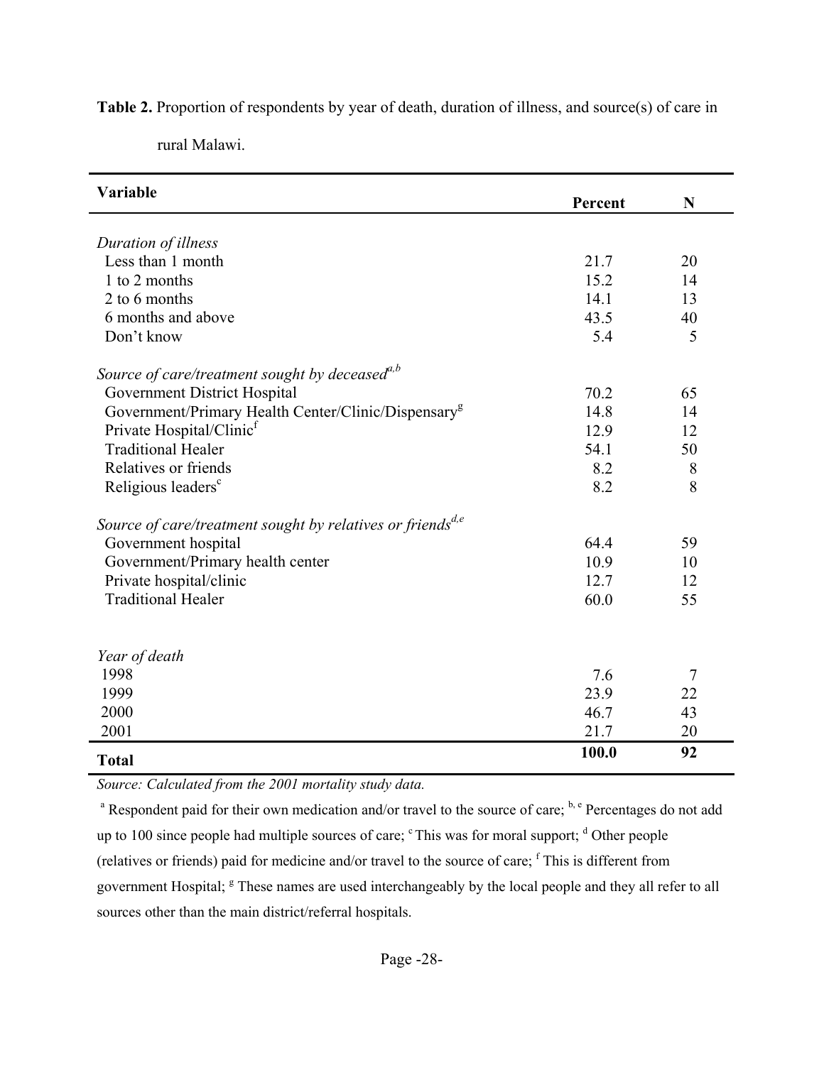**Table 2.** Proportion of respondents by year of death, duration of illness, and source(s) of care in rural Malawi.

| Variable | Percent | N |
|---|---|---|
| *Duration of illness* | | |
| Less than 1 month | 21.7 | 20 |
| 1 to 2 months | 15.2 | 14 |
| 2 to 6 months | 14.1 | 13 |
| 6 months and above | 43.5 | 40 |
| Don't know | 5.4 | 5 |
| *Source of care/treatment sought by deceased*[a,b] | | |
| Government District Hospital | 70.2 | 65 |
| Government/Primary Health Center/Clinic/Dispensary[g] | 14.8 | 14 |
| Private Hospital/Clinic[f] | 12.9 | 12 |
| Traditional Healer | 54.1 | 50 |
| Relatives or friends | 8.2 | 8 |
| Religious leaders[c] | 8.2 | 8 |
| *Source of care/treatment sought by relatives or friends*[d,e] | | |
| Government hospital | 64.4 | 59 |
| Government/Primary health center | 10.9 | 10 |
| Private hospital/clinic | 12.7 | 12 |
| Traditional Healer | 60.0 | 55 |
| *Year of death* | | |
| 1998 | 7.6 | 7 |
| 1999 | 23.9 | 22 |
| 2000 | 46.7 | 43 |
| 2001 | 21.7 | 20 |
| **Total** | **100.0** | **92** |

*Source: Calculated from the 2001 mortality study data.*

[a] Respondent paid for their own medication and/or travel to the source of care; [b, e] Percentages do not add up to 100 since people had multiple sources of care; [c] This was for moral support; [d] Other people (relatives or friends) paid for medicine and/or travel to the source of care; [f] This is different from government Hospital; [g] These names are used interchangeably by the local people and they all refer to all sources other than the main district/referral hospitals.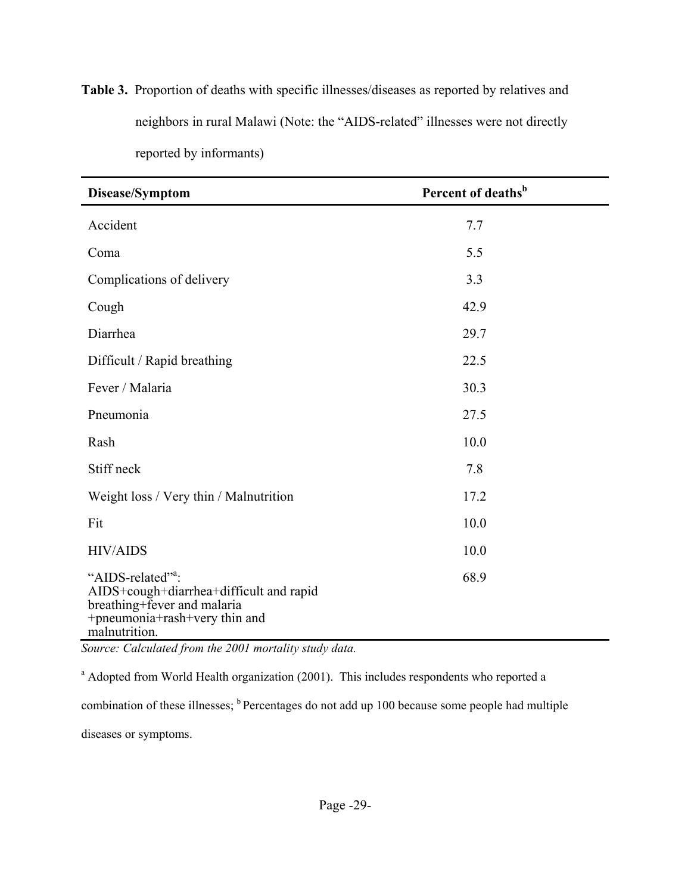**Table 3.** Proportion of deaths with specific illnesses/diseases as reported by relatives and neighbors in rural Malawi (Note: the "AIDS-related" illnesses were not directly reported by informants)

| Disease/Symptom | Percent of deaths[b] |
|---|---|
| Accident | 7.7 |
| Coma | 5.5 |
| Complications of delivery | 3.3 |
| Cough | 42.9 |
| Diarrhea | 29.7 |
| Difficult / Rapid breathing | 22.5 |
| Fever / Malaria | 30.3 |
| Pneumonia | 27.5 |
| Rash | 10.0 |
| Stiff neck | 7.8 |
| Weight loss / Very thin / Malnutrition | 17.2 |
| Fit | 10.0 |
| HIV/AIDS | 10.0 |
| "AIDS-related"[a]: AIDS+cough+diarrhea+difficult and rapid breathing+fever and malaria +pneumonia+rash+very thin and malnutrition. | 68.9 |

*Source: Calculated from the 2001 mortality study data.*

[a] Adopted from World Health organization (2001). This includes respondents who reported a combination of these illnesses; [b] Percentages do not add up 100 because some people had multiple diseases or symptoms.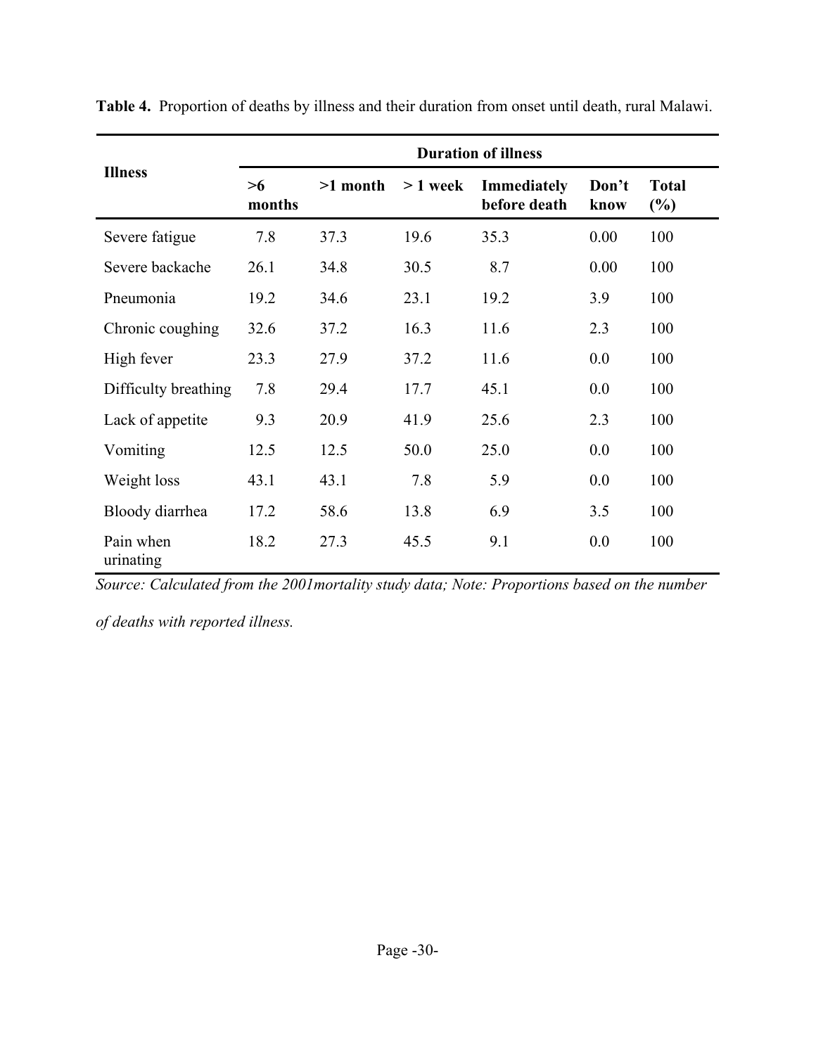**Table 4.** Proportion of deaths by illness and their duration from onset until death, rural Malawi.

| Illness | Duration of illness | | | | | |
|---|---|---|---|---|---|---|
| | >6 months | >1 month | > 1 week | Immediately before death | Don't know | Total (%) |
| Severe fatigue | 7.8 | 37.3 | 19.6 | 35.3 | 0.00 | 100 |
| Severe backache | 26.1 | 34.8 | 30.5 | 8.7 | 0.00 | 100 |
| Pneumonia | 19.2 | 34.6 | 23.1 | 19.2 | 3.9 | 100 |
| Chronic coughing | 32.6 | 37.2 | 16.3 | 11.6 | 2.3 | 100 |
| High fever | 23.3 | 27.9 | 37.2 | 11.6 | 0.0 | 100 |
| Difficulty breathing | 7.8 | 29.4 | 17.7 | 45.1 | 0.0 | 100 |
| Lack of appetite | 9.3 | 20.9 | 41.9 | 25.6 | 2.3 | 100 |
| Vomiting | 12.5 | 12.5 | 50.0 | 25.0 | 0.0 | 100 |
| Weight loss | 43.1 | 43.1 | 7.8 | 5.9 | 0.0 | 100 |
| Bloody diarrhea | 17.2 | 58.6 | 13.8 | 6.9 | 3.5 | 100 |
| Pain when urinating | 18.2 | 27.3 | 45.5 | 9.1 | 0.0 | 100 |

*Source: Calculated from the 2001mortality study data; Note: Proportions based on the number of deaths with reported illness.*